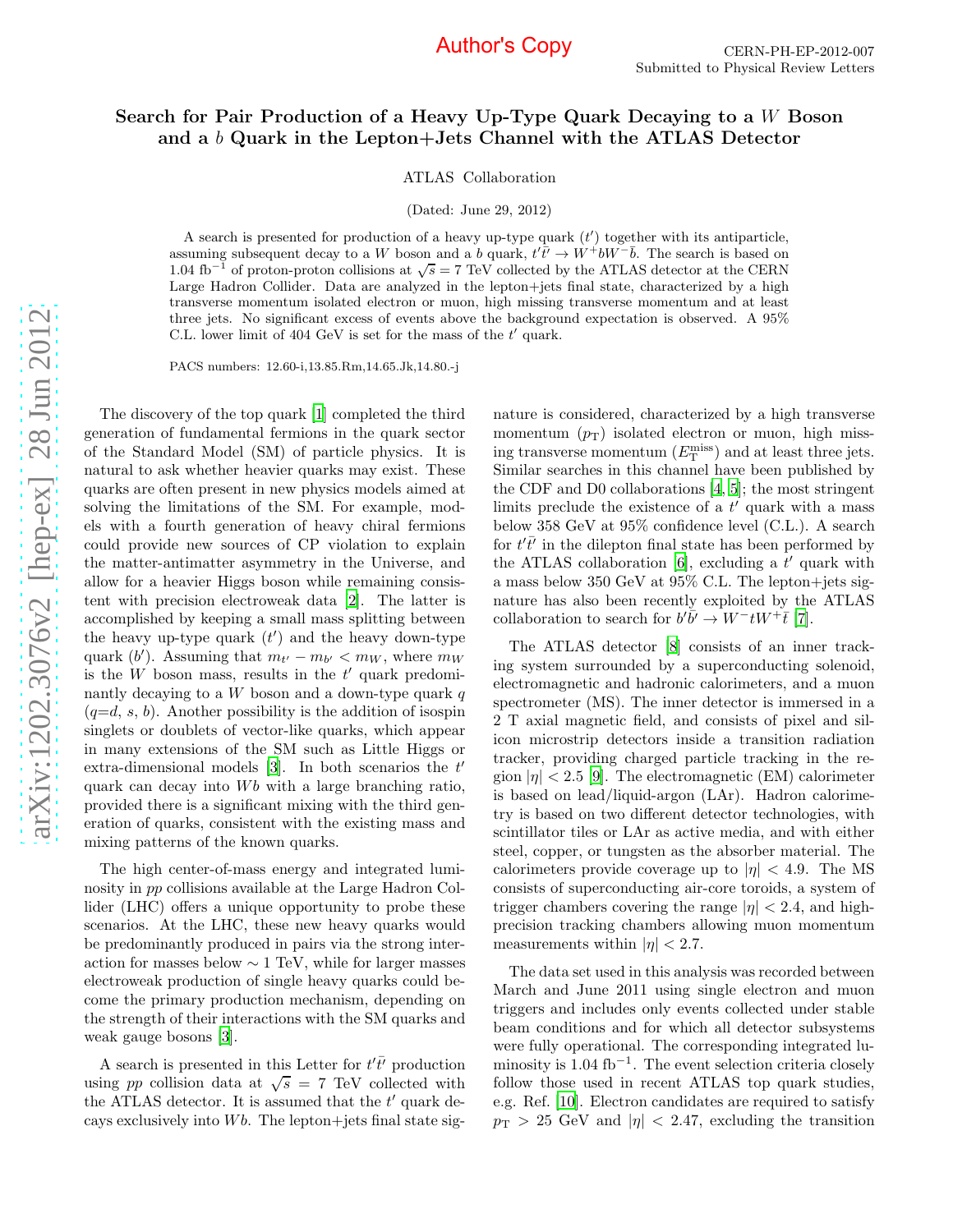Author's Copy

CERN-PH-EP-2012-007
Submitted to Physical Review Letters

# Search for Pair Production of a Heavy Up-Type Quark Decaying to a $W$ Boson and a $b$ Quark in the Lepton+Jets Channel with the ATLAS Detector

ATLAS Collaboration

(Dated: June 29, 2012)

A search is presented for production of a heavy up-type quark ($t'$) together with its antiparticle, assuming subsequent decay to a $W$ boson and a $b$ quark, $t'\bar{t}' \to W^+bW^-\bar{b}$. The search is based on 1.04 fb$^{-1}$ of proton-proton collisions at $\sqrt{s} = 7$ TeV collected by the ATLAS detector at the CERN Large Hadron Collider. Data are analyzed in the lepton+jets final state, characterized by a high transverse momentum isolated electron or muon, high missing transverse momentum and at least three jets. No significant excess of events above the background expectation is observed. A 95% C.L. lower limit of 404 GeV is set for the mass of the $t'$ quark.

PACS numbers: 12.60-i,13.85.Rm,14.65.Jk,14.80.-j

The discovery of the top quark [1] completed the third generation of fundamental fermions in the quark sector of the Standard Model (SM) of particle physics. It is natural to ask whether heavier quarks may exist. These quarks are often present in new physics models aimed at solving the limitations of the SM. For example, models with a fourth generation of heavy chiral fermions could provide new sources of CP violation to explain the matter-antimatter asymmetry in the Universe, and allow for a heavier Higgs boson while remaining consistent with precision electroweak data [2]. The latter is accomplished by keeping a small mass splitting between the heavy up-type quark ($t'$) and the heavy down-type quark ($b'$). Assuming that $m_{t'} - m_{b'} < m_W$, where $m_W$ is the $W$ boson mass, results in the $t'$ quark predominantly decaying to a $W$ boson and a down-type quark $q$ ($q$=$d$, $s$, $b$). Another possibility is the addition of isospin singlets or doublets of vector-like quarks, which appear in many extensions of the SM such as Little Higgs or extra-dimensional models [3]. In both scenarios the $t'$ quark can decay into $Wb$ with a large branching ratio, provided there is a significant mixing with the third generation of quarks, consistent with the existing mass and mixing patterns of the known quarks.

The high center-of-mass energy and integrated luminosity in $pp$ collisions available at the Large Hadron Collider (LHC) offers a unique opportunity to probe these scenarios. At the LHC, these new heavy quarks would be predominantly produced in pairs via the strong interaction for masses below $\sim 1$ TeV, while for larger masses electroweak production of single heavy quarks could become the primary production mechanism, depending on the strength of their interactions with the SM quarks and weak gauge bosons [3].

A search is presented in this Letter for $t'\bar{t}'$ production using $pp$ collision data at $\sqrt{s} = 7$ TeV collected with the ATLAS detector. It is assumed that the $t'$ quark decays exclusively into $Wb$. The lepton+jets final state signature is considered, characterized by a high transverse momentum ($p_{\mathrm{T}}$) isolated electron or muon, high missing transverse momentum ($E_{\mathrm{T}}^{\mathrm{miss}}$) and at least three jets. Similar searches in this channel have been published by the CDF and D0 collaborations [4, 5]; the most stringent limits preclude the existence of a $t'$ quark with a mass below 358 GeV at 95% confidence level (C.L.). A search for $t'\bar{t}'$ in the dilepton final state has been performed by the ATLAS collaboration [6], excluding a $t'$ quark with a mass below 350 GeV at 95% C.L. The lepton+jets signature has also been recently exploited by the ATLAS collaboration to search for $b'\bar{b}' \to W^-tW^+\bar{t}$ [7].

The ATLAS detector [8] consists of an inner tracking system surrounded by a superconducting solenoid, electromagnetic and hadronic calorimeters, and a muon spectrometer (MS). The inner detector is immersed in a 2 T axial magnetic field, and consists of pixel and silicon microstrip detectors inside a transition radiation tracker, providing charged particle tracking in the region $|\eta| < 2.5$ [9]. The electromagnetic (EM) calorimeter is based on lead/liquid-argon (LAr). Hadron calorimetry is based on two different detector technologies, with scintillator tiles or LAr as active media, and with either steel, copper, or tungsten as the absorber material. The calorimeters provide coverage up to $|\eta| < 4.9$. The MS consists of superconducting air-core toroids, a system of trigger chambers covering the range $|\eta| < 2.4$, and high-precision tracking chambers allowing muon momentum measurements within $|\eta| < 2.7$.

The data set used in this analysis was recorded between March and June 2011 using single electron and muon triggers and includes only events collected under stable beam conditions and for which all detector subsystems were fully operational. The corresponding integrated luminosity is 1.04 fb$^{-1}$. The event selection criteria closely follow those used in recent ATLAS top quark studies, e.g. Ref. [10]. Electron candidates are required to satisfy $p_{\mathrm{T}} > 25$ GeV and $|\eta| < 2.47$, excluding the transition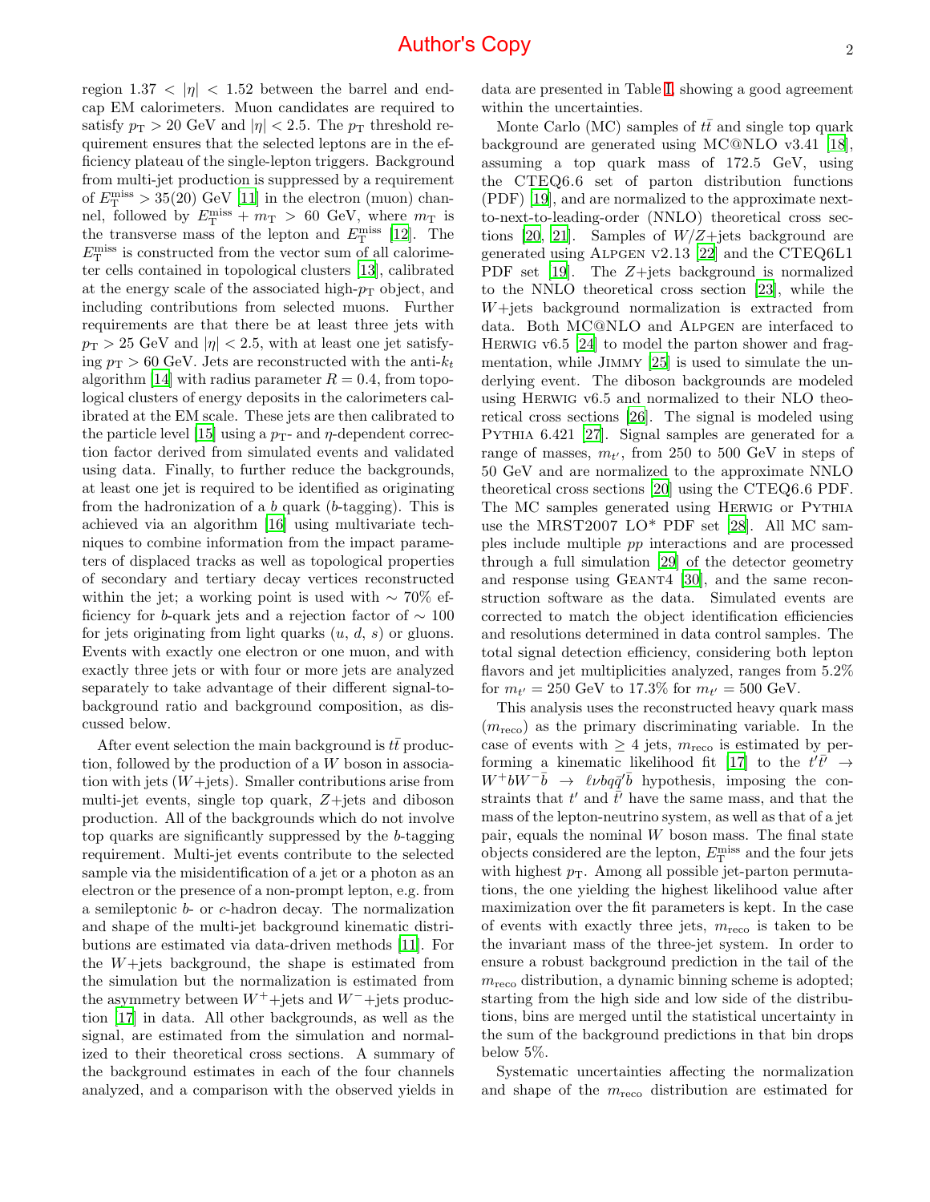region $1.37 < |\eta| < 1.52$ between the barrel and end-cap EM calorimeters. Muon candidates are required to satisfy $p_{\rm T} > 20$ GeV and $|\eta| < 2.5$. The $p_{\rm T}$ threshold requirement ensures that the selected leptons are in the efficiency plateau of the single-lepton triggers. Background from multi-jet production is suppressed by a requirement of $E_{\rm T}^{\rm miss} > 35(20)$ GeV [11] in the electron (muon) channel, followed by $E_{\rm T}^{\rm miss} + m_{\rm T} > 60$ GeV, where $m_{\rm T}$ is the transverse mass of the lepton and $E_{\rm T}^{\rm miss}$ [12]. The $E_{\rm T}^{\rm miss}$ is constructed from the vector sum of all calorimeter cells contained in topological clusters [13], calibrated at the energy scale of the associated high-$p_{\rm T}$ object, and including contributions from selected muons. Further requirements are that there be at least three jets with $p_{\rm T} > 25$ GeV and $|\eta| < 2.5$, with at least one jet satisfying $p_{\rm T} > 60$ GeV. Jets are reconstructed with the anti-$k_t$ algorithm [14] with radius parameter $R = 0.4$, from topological clusters of energy deposits in the calorimeters calibrated at the EM scale. These jets are then calibrated to the particle level [15] using a $p_{\rm T}$- and $\eta$-dependent correction factor derived from simulated events and validated using data. Finally, to further reduce the backgrounds, at least one jet is required to be identified as originating from the hadronization of a $b$ quark ($b$-tagging). This is achieved via an algorithm [16] using multivariate techniques to combine information from the impact parameters of displaced tracks as well as topological properties of secondary and tertiary decay vertices reconstructed within the jet; a working point is used with $\sim 70\%$ efficiency for $b$-quark jets and a rejection factor of $\sim 100$ for jets originating from light quarks ($u$, $d$, $s$) or gluons. Events with exactly one electron or one muon, and with exactly three jets or with four or more jets are analyzed separately to take advantage of their different signal-to-background ratio and background composition, as discussed below.

After event selection the main background is $t\bar{t}$ production, followed by the production of a $W$ boson in association with jets ($W$+jets). Smaller contributions arise from multi-jet events, single top quark, $Z$+jets and diboson production. All of the backgrounds which do not involve top quarks are significantly suppressed by the $b$-tagging requirement. Multi-jet events contribute to the selected sample via the misidentification of a jet or a photon as an electron or the presence of a non-prompt lepton, e.g. from a semileptonic $b$- or $c$-hadron decay. The normalization and shape of the multi-jet background kinematic distributions are estimated via data-driven methods [11]. For the $W$+jets background, the shape is estimated from the simulation but the normalization is estimated from the asymmetry between $W^+$+jets and $W^-$+jets production [17] in data. All other backgrounds, as well as the signal, are estimated from the simulation and normalized to their theoretical cross sections. A summary of the background estimates in each of the four channels analyzed, and a comparison with the observed yields in data are presented in Table I, showing a good agreement within the uncertainties.

Monte Carlo (MC) samples of $t\bar{t}$ and single top quark background are generated using MC@NLO v3.41 [18], assuming a top quark mass of 172.5 GeV, using the CTEQ6.6 set of parton distribution functions (PDF) [19], and are normalized to the approximate next-to-next-to-leading-order (NNLO) theoretical cross sections [20, 21]. Samples of $W/Z$+jets background are generated using ALPGEN v2.13 [22] and the CTEQ6L1 PDF set [19]. The $Z$+jets background is normalized to the NNLO theoretical cross section [23], while the $W$+jets background normalization is extracted from data. Both MC@NLO and ALPGEN are interfaced to HERWIG v6.5 [24] to model the parton shower and fragmentation, while JIMMY [25] is used to simulate the underlying event. The diboson backgrounds are modeled using HERWIG v6.5 and normalized to their NLO theoretical cross sections [26]. The signal is modeled using PYTHIA 6.421 [27]. Signal samples are generated for a range of masses, $m_{t'}$, from 250 to 500 GeV in steps of 50 GeV and are normalized to the approximate NNLO theoretical cross sections [20] using the CTEQ6.6 PDF. The MC samples generated using HERWIG or PYTHIA use the MRST2007 LO* PDF set [28]. All MC samples include multiple $pp$ interactions and are processed through a full simulation [29] of the detector geometry and response using GEANT4 [30], and the same reconstruction software as the data. Simulated events are corrected to match the object identification efficiencies and resolutions determined in data control samples. The total signal detection efficiency, considering both lepton flavors and jet multiplicities analyzed, ranges from 5.2% for $m_{t'} = 250$ GeV to 17.3% for $m_{t'} = 500$ GeV.

This analysis uses the reconstructed heavy quark mass ($m_{\rm reco}$) as the primary discriminating variable. In the case of events with $\geq 4$ jets, $m_{\rm reco}$ is estimated by performing a kinematic likelihood fit [17] to the $t'\bar{t}' \to W^+bW^-\bar{b} \to \ell\nu bq\bar{q}'\bar{b}$ hypothesis, imposing the constraints that $t'$ and $\bar{t}'$ have the same mass, and that the mass of the lepton-neutrino system, as well as that of a jet pair, equals the nominal $W$ boson mass. The final state objects considered are the lepton, $E_{\rm T}^{\rm miss}$ and the four jets with highest $p_{\rm T}$. Among all possible jet-parton permutations, the one yielding the highest likelihood value after maximization over the fit parameters is kept. In the case of events with exactly three jets, $m_{\rm reco}$ is taken to be the invariant mass of the three-jet system. In order to ensure a robust background prediction in the tail of the $m_{\rm reco}$ distribution, a dynamic binning scheme is adopted; starting from the high side and low side of the distributions, bins are merged until the statistical uncertainty in the sum of the background predictions in that bin drops below 5%.

Systematic uncertainties affecting the normalization and shape of the $m_{\rm reco}$ distribution are estimated for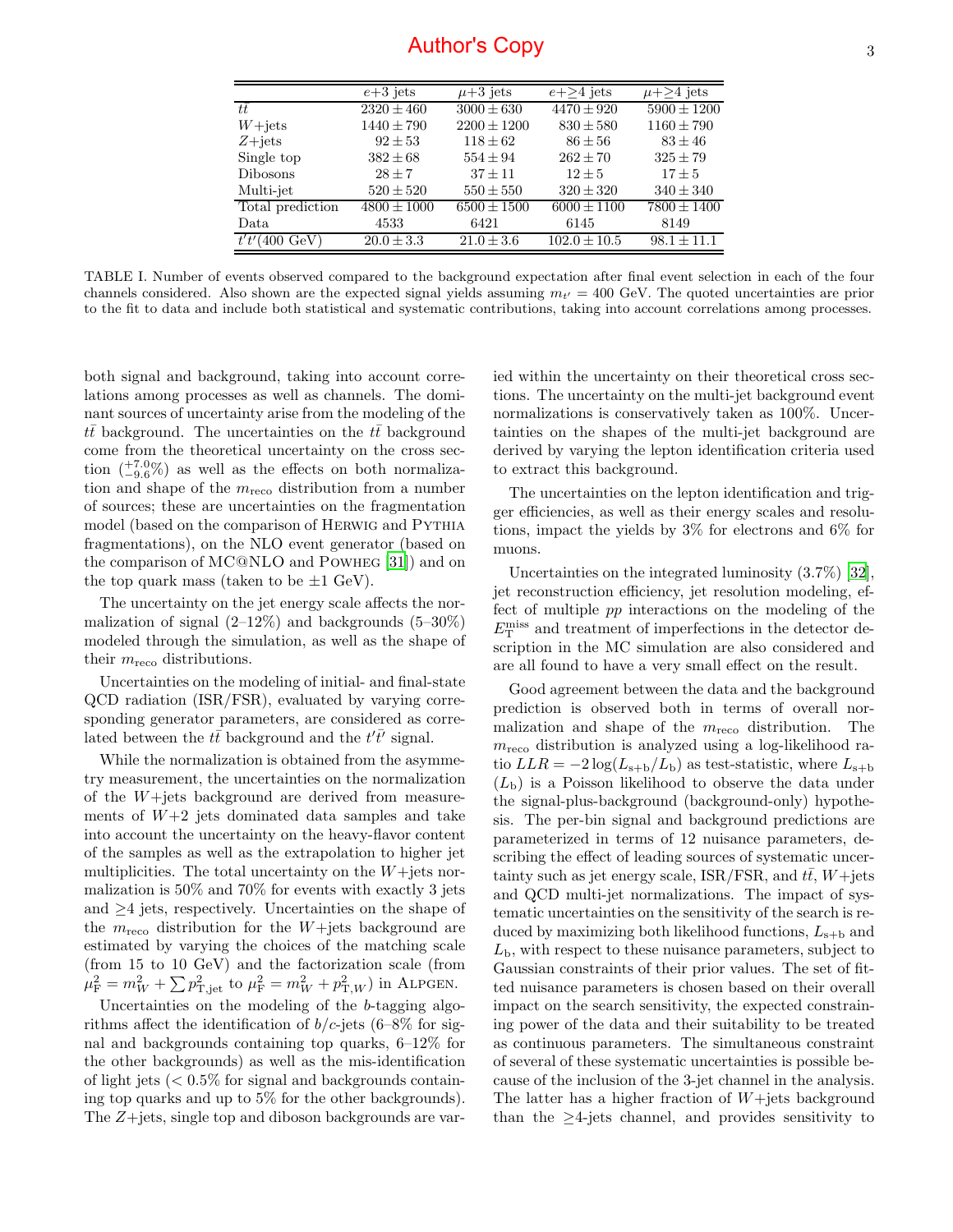|  | $e$+3 jets | $\mu$+3 jets | $e$+≥4 jets | $\mu$+≥4 jets |
|---|---|---|---|---|
| $t\bar{t}$ | $2320 \pm 460$ | $3000 \pm 630$ | $4470 \pm 920$ | $5900 \pm 1200$ |
| $W$+jets | $1440 \pm 790$ | $2200 \pm 1200$ | $830 \pm 580$ | $1160 \pm 790$ |
| $Z$+jets | $92 \pm 53$ | $118 \pm 62$ | $86 \pm 56$ | $83 \pm 46$ |
| Single top | $382 \pm 68$ | $554 \pm 94$ | $262 \pm 70$ | $325 \pm 79$ |
| Dibosons | $28 \pm 7$ | $37 \pm 11$ | $12 \pm 5$ | $17 \pm 5$ |
| Multi-jet | $520 \pm 520$ | $550 \pm 550$ | $320 \pm 320$ | $340 \pm 340$ |
| Total prediction | $4800 \pm 1000$ | $6500 \pm 1500$ | $6000 \pm 1100$ | $7800 \pm 1400$ |
| Data | 4533 | 6421 | 6145 | 8149 |
| $t'\bar{t}'$(400 GeV) | $20.0 \pm 3.3$ | $21.0 \pm 3.6$ | $102.0 \pm 10.5$ | $98.1 \pm 11.1$ |

TABLE I. Number of events observed compared to the background expectation after final event selection in each of the four channels considered. Also shown are the expected signal yields assuming $m_{t'} = 400$ GeV. The quoted uncertainties are prior to the fit to data and include both statistical and systematic contributions, taking into account correlations among processes.

both signal and background, taking into account correlations among processes as well as channels. The dominant sources of uncertainty arise from the modeling of the $t\bar{t}$ background. The uncertainties on the $t\bar{t}$ background come from the theoretical uncertainty on the cross section ($^{+7.0}_{-9.6}\%$) as well as the effects on both normalization and shape of the $m_{\rm reco}$ distribution from a number of sources; these are uncertainties on the fragmentation model (based on the comparison of HERWIG and PYTHIA fragmentations), on the NLO event generator (based on the comparison of MC@NLO and POWHEG [31]) and on the top quark mass (taken to be $\pm 1$ GeV).

The uncertainty on the jet energy scale affects the normalization of signal (2–12%) and backgrounds (5–30%) modeled through the simulation, as well as the shape of their $m_{\rm reco}$ distributions.

Uncertainties on the modeling of initial- and final-state QCD radiation (ISR/FSR), evaluated by varying corresponding generator parameters, are considered as correlated between the $t\bar{t}$ background and the $t'\bar{t}'$ signal.

While the normalization is obtained from the asymmetry measurement, the uncertainties on the normalization of the $W$+jets background are derived from measurements of $W$+2 jets dominated data samples and take into account the uncertainty on the heavy-flavor content of the samples as well as the extrapolation to higher jet multiplicities. The total uncertainty on the $W$+jets normalization is 50% and 70% for events with exactly 3 jets and ≥4 jets, respectively. Uncertainties on the shape of the $m_{\rm reco}$ distribution for the $W$+jets background are estimated by varying the choices of the matching scale (from 15 to 10 GeV) and the factorization scale (from $\mu_{\rm F}^2 = m_W^2 + \sum p_{\rm T,jet}^2$ to $\mu_{\rm F}^2 = m_W^2 + p_{{\rm T},W}^2$) in ALPGEN.

Uncertainties on the modeling of the $b$-tagging algorithms affect the identification of $b/c$-jets (6–8% for signal and backgrounds containing top quarks, 6–12% for the other backgrounds) as well as the mis-identification of light jets (< 0.5% for signal and backgrounds containing top quarks and up to 5% for the other backgrounds). The $Z$+jets, single top and diboson backgrounds are varied within the uncertainty on their theoretical cross sections. The uncertainty on the multi-jet background event normalizations is conservatively taken as 100%. Uncertainties on the shapes of the multi-jet background are derived by varying the lepton identification criteria used to extract this background.

The uncertainties on the lepton identification and trigger efficiencies, as well as their energy scales and resolutions, impact the yields by 3% for electrons and 6% for muons.

Uncertainties on the integrated luminosity (3.7%) [32], jet reconstruction efficiency, jet resolution modeling, effect of multiple $pp$ interactions on the modeling of the $E_{\rm T}^{\rm miss}$ and treatment of imperfections in the detector description in the MC simulation are also considered and are all found to have a very small effect on the result.

Good agreement between the data and the background prediction is observed both in terms of overall normalization and shape of the $m_{\rm reco}$ distribution. The $m_{\rm reco}$ distribution is analyzed using a log-likelihood ratio $LLR = -2\log(L_{\rm s+b}/L_{\rm b})$ as test-statistic, where $L_{\rm s+b}$ ($L_{\rm b}$) is a Poisson likelihood to observe the data under the signal-plus-background (background-only) hypothesis. The per-bin signal and background predictions are parameterized in terms of 12 nuisance parameters, describing the effect of leading sources of systematic uncertainty such as jet energy scale, ISR/FSR, and $t\bar{t}$, $W$+jets and QCD multi-jet normalizations. The impact of systematic uncertainties on the sensitivity of the search is reduced by maximizing both likelihood functions, $L_{\rm s+b}$ and $L_{\rm b}$, with respect to these nuisance parameters, subject to Gaussian constraints of their prior values. The set of fitted nuisance parameters is chosen based on their overall impact on the search sensitivity, the expected constraining power of the data and their suitability to be treated as continuous parameters. The simultaneous constraint of several of these systematic uncertainties is possible because of the inclusion of the 3-jet channel in the analysis. The latter has a higher fraction of $W$+jets background than the ≥4-jets channel, and provides sensitivity to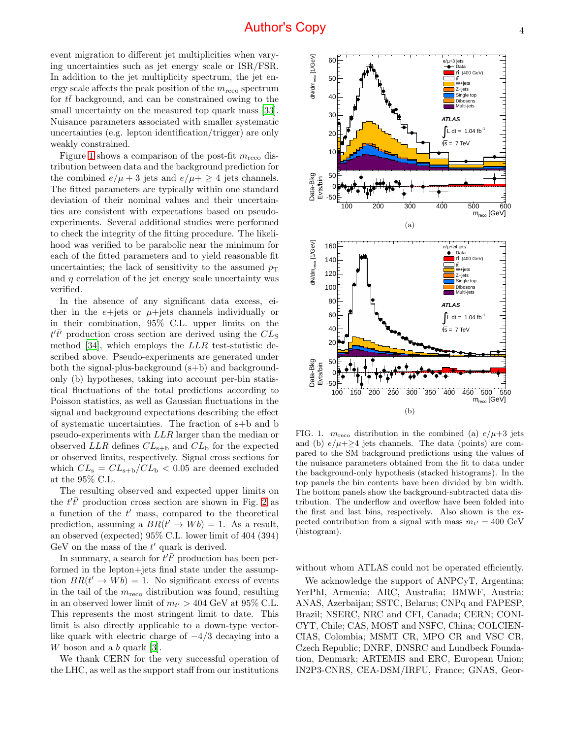event migration to different jet multiplicities when varying uncertainties such as jet energy scale or ISR/FSR. In addition to the jet multiplicity spectrum, the jet energy scale affects the peak position of the $m_{\mathrm{reco}}$ spectrum for $t\bar{t}$ background, and can be constrained owing to the small uncertainty on the measured top quark mass [33]. Nuisance parameters associated with smaller systematic uncertainties (e.g. lepton identification/trigger) are only weakly constrained.

Figure 1 shows a comparison of the post-fit $m_{\mathrm{reco}}$ distribution between data and the background prediction for the combined $e/\mu + 3$ jets and $e/\mu + \geq 4$ jets channels. The fitted parameters are typically within one standard deviation of their nominal values and their uncertainties are consistent with expectations based on pseudo-experiments. Several additional studies were performed to check the integrity of the fitting procedure. The likelihood was verified to be parabolic near the minimum for each of the fitted parameters and to yield reasonable fit uncertainties; the lack of sensitivity to the assumed $p_{\mathrm{T}}$ and $\eta$ correlation of the jet energy scale uncertainty was verified.

In the absence of any significant data excess, either in the $e$+jets or $\mu$+jets channels individually or in their combination, 95% C.L. upper limits on the $t'\bar{t}'$ production cross section are derived using the $CL_{\mathrm{S}}$ method [34], which employs the $LLR$ test-statistic described above. Pseudo-experiments are generated under both the signal-plus-background (s+b) and background-only (b) hypotheses, taking into account per-bin statistical fluctuations of the total predictions according to Poisson statistics, as well as Gaussian fluctuations in the signal and background expectations describing the effect of systematic uncertainties. The fraction of s+b and b pseudo-experiments with $LLR$ larger than the median or observed $LLR$ defines $CL_{\mathrm{s+b}}$ and $CL_{\mathrm{b}}$ for the expected or observed limits, respectively. Signal cross sections for which $CL_{\mathrm{s}} = CL_{\mathrm{s+b}}/CL_{\mathrm{b}} < 0.05$ are deemed excluded at the 95% C.L.

The resulting observed and expected upper limits on the $t'\bar{t}'$ production cross section are shown in Fig. 2 as a function of the $t'$ mass, compared to the theoretical prediction, assuming a $BR(t' \to Wb) = 1$. As a result, an observed (expected) 95% C.L. lower limit of 404 (394) GeV on the mass of the $t'$ quark is derived.

In summary, a search for $t'\bar{t}'$ production has been performed in the lepton+jets final state under the assumption $BR(t' \to Wb) = 1$. No significant excess of events in the tail of the $m_{\mathrm{reco}}$ distribution was found, resulting in an observed lower limit of $m_{t'} > 404$ GeV at 95% C.L. This represents the most stringent limit to date. This limit is also directly applicable to a down-type vector-like quark with electric charge of $-4/3$ decaying into a $W$ boson and a $b$ quark [3].

We thank CERN for the very successful operation of the LHC, as well as the support staff from our institutions without whom ATLAS could not be operated efficiently.

We acknowledge the support of ANPCyT, Argentina; YerPhI, Armenia; ARC, Australia; BMWF, Austria; ANAS, Azerbaijan; SSTC, Belarus; CNPq and FAPESP, Brazil; NSERC, NRC and CFI, Canada; CERN; CONICYT, Chile; CAS, MOST and NSFC, China; COLCIENCIAS, Colombia; MSMT CR, MPO CR and VSC CR, Czech Republic; DNRF, DNSRC and Lundbeck Foundation, Denmark; ARTEMIS and ERC, European Union; IN2P3-CNRS, CEA-DSM/IRFU, France; GNAS, Geor-

FIG. 1. $m_{\mathrm{reco}}$ distribution in the combined (a) $e/\mu$+3 jets and (b) $e/\mu$+$\geq$4 jets channels. The data (points) are compared to the SM background predictions using the values of the nuisance parameters obtained from the fit to data under the background-only hypothesis (stacked histograms). In the top panels the bin contents have been divided by bin width. The bottom panels show the background-subtracted data distribution. The underflow and overflow have been folded into the first and last bins, respectively. Also shown is the expected contribution from a signal with mass $m_{t'} = 400$ GeV (histogram).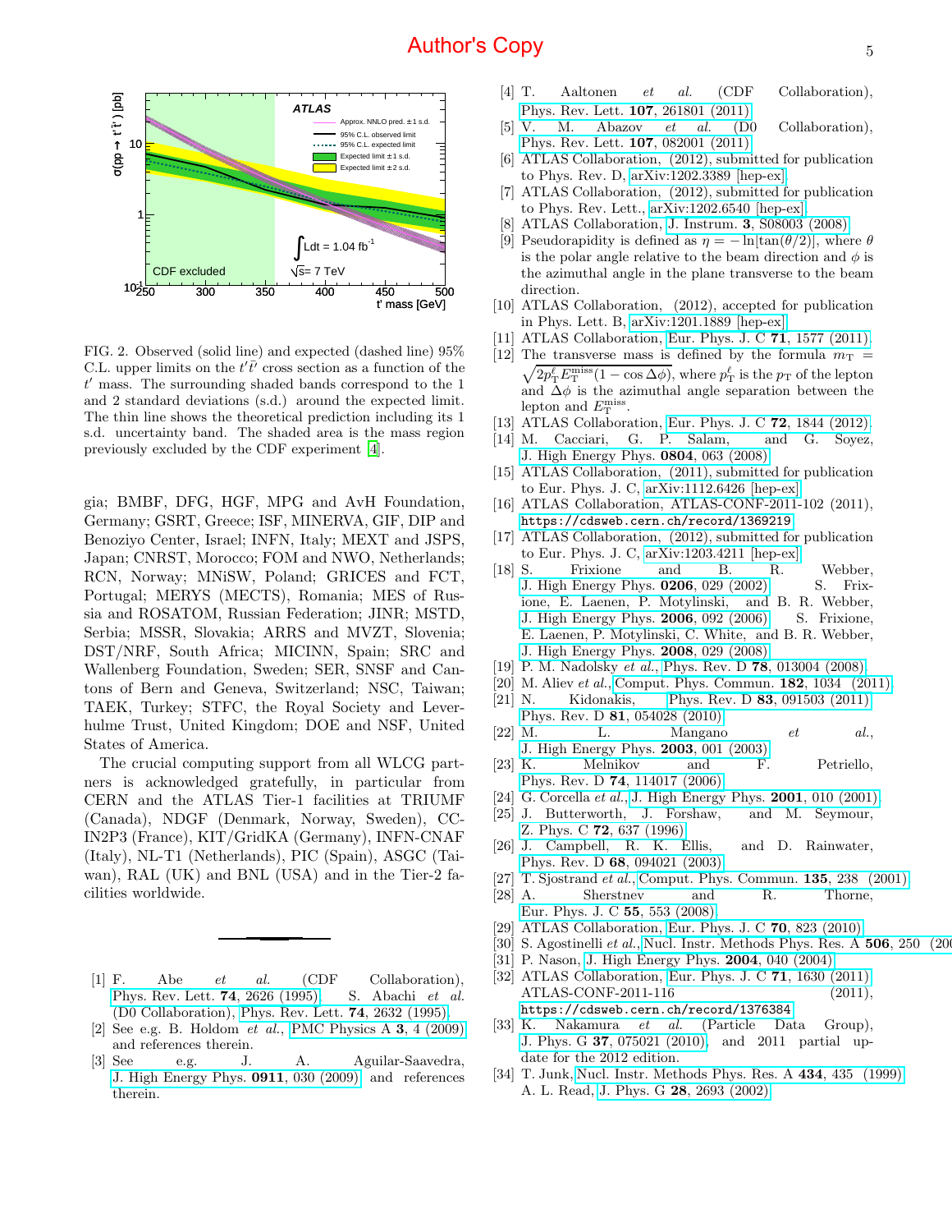FIG. 2. Observed (solid line) and expected (dashed line) 95% C.L. upper limits on the $t'\bar{t}'$ cross section as a function of the $t'$ mass. The surrounding shaded bands correspond to the 1 and 2 standard deviations (s.d.) around the expected limit. The thin line shows the theoretical prediction including its 1 s.d. uncertainty band. The shaded area is the mass region previously excluded by the CDF experiment [4].

gia; BMBF, DFG, HGF, MPG and AvH Foundation, Germany; GSRT, Greece; ISF, MINERVA, GIF, DIP and Benoziyo Center, Israel; INFN, Italy; MEXT and JSPS, Japan; CNRST, Morocco; FOM and NWO, Netherlands; RCN, Norway; MNiSW, Poland; GRICES and FCT, Portugal; MERYS (MECTS), Romania; MES of Russia and ROSATOM, Russian Federation; JINR; MSTD, Serbia; MSSR, Slovakia; ARRS and MVZT, Slovenia; DST/NRF, South Africa; MICINN, Spain; SRC and Wallenberg Foundation, Sweden; SER, SNSF and Cantons of Bern and Geneva, Switzerland; NSC, Taiwan; TAEK, Turkey; STFC, the Royal Society and Leverhulme Trust, United Kingdom; DOE and NSF, United States of America.

The crucial computing support from all WLCG partners is acknowledged gratefully, in particular from CERN and the ATLAS Tier-1 facilities at TRIUMF (Canada), NDGF (Denmark, Norway, Sweden), CC-IN2P3 (France), KIT/GridKA (Germany), INFN-CNAF (Italy), NL-T1 (Netherlands), PIC (Spain), ASGC (Taiwan), RAL (UK) and BNL (USA) and in the Tier-2 facilities worldwide.

---

[1] F. Abe *et al.* (CDF Collaboration), Phys. Rev. Lett. **74**, 2626 (1995). S. Abachi *et al.* (D0 Collaboration), Phys. Rev. Lett. **74**, 2632 (1995).

[2] See e.g. B. Holdom *et al.*, PMC Physics A **3**, 4 (2009) and references therein.

[3] See e.g. J. A. Aguilar-Saavedra, J. High Energy Phys. **0911**, 030 (2009) and references therein.

[4] T. Aaltonen *et al.* (CDF Collaboration), Phys. Rev. Lett. **107**, 261801 (2011).

[5] V. M. Abazov *et al.* (D0 Collaboration), Phys. Rev. Lett. **107**, 082001 (2011).

[6] ATLAS Collaboration, (2012), submitted for publication to Phys. Rev. D, arXiv:1202.3389 [hep-ex].

[7] ATLAS Collaboration, (2012), submitted for publication to Phys. Rev. Lett., arXiv:1202.6540 [hep-ex].

[8] ATLAS Collaboration, J. Instrum. **3**, S08003 (2008).

[9] Pseudorapidity is defined as $\eta = -\ln[\tan(\theta/2)]$, where $\theta$ is the polar angle relative to the beam direction and $\phi$ is the azimuthal angle in the plane transverse to the beam direction.

[10] ATLAS Collaboration, (2012), accepted for publication in Phys. Lett. B, arXiv:1201.1889 [hep-ex].

[11] ATLAS Collaboration, Eur. Phys. J. C **71**, 1577 (2011).

[12] The transverse mass is defined by the formula $m_{\rm T} = \sqrt{2p_{\rm T}^{\ell}E_{\rm T}^{\rm miss}(1-\cos\Delta\phi)}$, where $p_{\rm T}^{\ell}$ is the $p_{\rm T}$ of the lepton and $\Delta\phi$ is the azimuthal angle separation between the lepton and $E_{\rm T}^{\rm miss}$.

[13] ATLAS Collaboration, Eur. Phys. J. C **72**, 1844 (2012).

[14] M. Cacciari, G. P. Salam, and G. Soyez, J. High Energy Phys. **0804**, 063 (2008).

[15] ATLAS Collaboration, (2011), submitted for publication to Eur. Phys. J. C, arXiv:1112.6426 [hep-ex].

[16] ATLAS Collaboration, ATLAS-CONF-2011-102 (2011), https://cdsweb.cern.ch/record/1369219.

[17] ATLAS Collaboration, (2012), submitted for publication to Eur. Phys. J. C, arXiv:1203.4211 [hep-ex].

[18] S. Frixione and B. R. Webber, J. High Energy Phys. **0206**, 029 (2002). S. Frixione, E. Laenen, P. Motylinski, and B. R. Webber, J. High Energy Phys. **2006**, 092 (2006). S. Frixione, E. Laenen, P. Motylinski, C. White, and B. R. Webber, J. High Energy Phys. **2008**, 029 (2008).

[19] P. M. Nadolsky *et al.*, Phys. Rev. D **78**, 013004 (2008).

[20] M. Aliev *et al.*, Comput. Phys. Commun. **182**, 1034 (2011).

[21] N. Kidonakis, Phys. Rev. D **83**, 091503 (2011); Phys. Rev. D **81**, 054028 (2010).

[22] M. L. Mangano *et al.*, J. High Energy Phys. **2003**, 001 (2003).

[23] K. Melnikov and F. Petriello, Phys. Rev. D **74**, 114017 (2006).

[24] G. Corcella *et al.*, J. High Energy Phys. **2001**, 010 (2001).

[25] J. Butterworth, J. Forshaw, and M. Seymour, Z. Phys. C **72**, 637 (1996).

[26] J. Campbell, R. K. Ellis, and D. Rainwater, Phys. Rev. D **68**, 094021 (2003).

[27] T. Sjostrand *et al.*, Comput. Phys. Commun. **135**, 238 (2001).

[28] A. Sherstnev and R. Thorne, Eur. Phys. J. C **55**, 553 (2008).

[29] ATLAS Collaboration, Eur. Phys. J. C **70**, 823 (2010).

[30] S. Agostinelli *et al.*, Nucl. Instr. Methods Phys. Res. A **506**, 250 (200

[31] P. Nason, J. High Energy Phys. **2004**, 040 (2004).

[32] ATLAS Collaboration, Eur. Phys. J. C **71**, 1630 (2011). ATLAS-CONF-2011-116 (2011), https://cdsweb.cern.ch/record/1376384.

[33] K. Nakamura *et al.* (Particle Data Group), J. Phys. G **37**, 075021 (2010), and 2011 partial update for the 2012 edition.

[34] T. Junk, Nucl. Instr. Methods Phys. Res. A **434**, 435 (1999). A. L. Read, J. Phys. G **28**, 2693 (2002).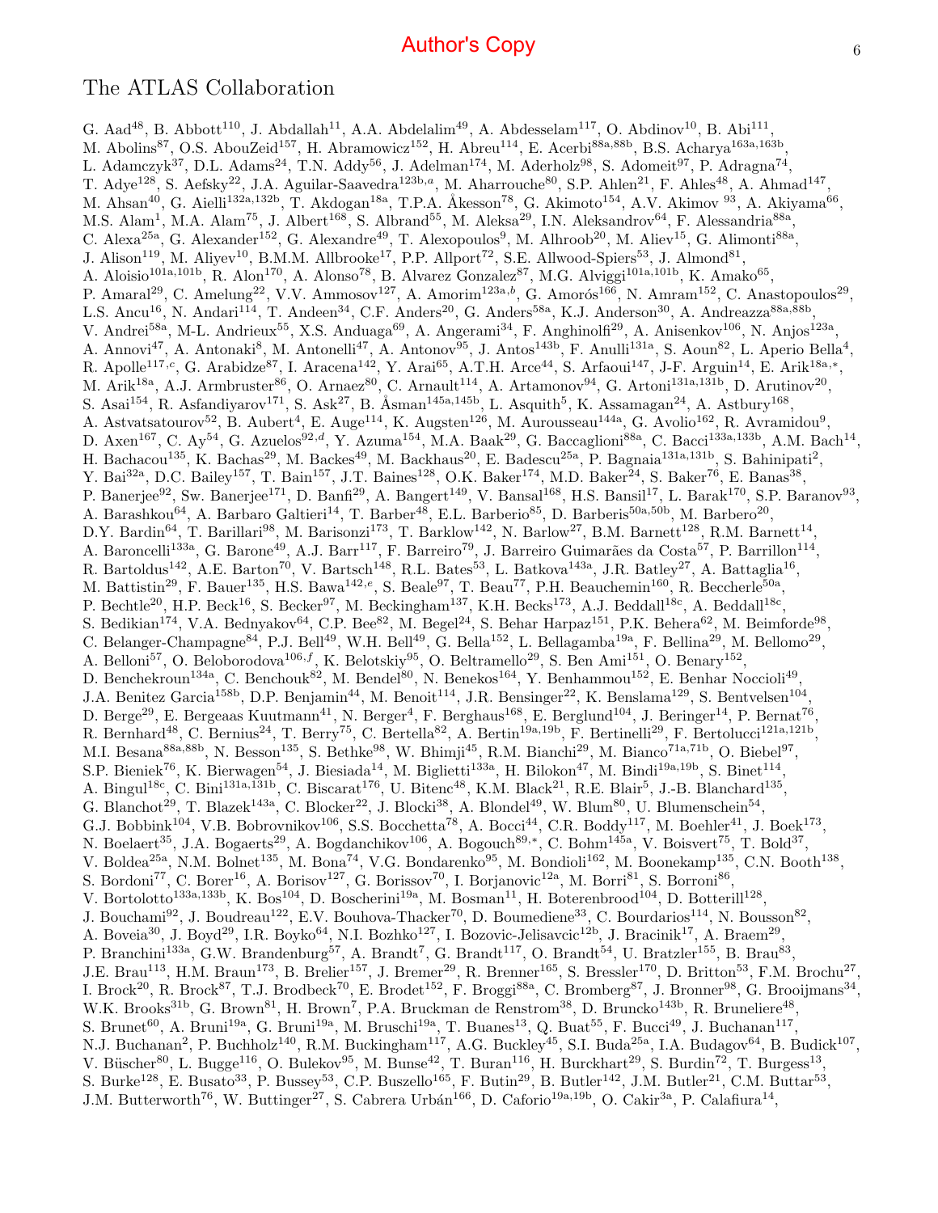# The ATLAS Collaboration

G. Aad[48], B. Abbott[110], J. Abdallah[11], A.A. Abdelalim[49], A. Abdesselam[117], O. Abdinov[10], B. Abi[111], M. Abolins[87], O.S. AbouZeid[157], H. Abramowicz[152], H. Abreu[114], E. Acerbi[88a,88b], B.S. Acharya[163a,163b], L. Adamczyk[37], D.L. Adams[24], T.N. Addy[56], J. Adelman[174], M. Aderholz[98], S. Adomeit[97], P. Adragna[74], T. Adye[128], S. Aefsky[22], J.A. Aguilar-Saavedra[123b,a], M. Aharrouche[80], S.P. Ahlen[21], F. Ahles[48], A. Ahmad[147], M. Ahsan[40], G. Aielli[132a,132b], T. Akdogan[18a], T.P.A. Åkesson[78], G. Akimoto[154], A.V. Akimov [93], A. Akiyama[66], M.S. Alam[1], M.A. Alam[75], J. Albert[168], S. Albrand[55], M. Aleksa[29], I.N. Aleksandrov[64], F. Alessandria[88a], C. Alexa[25a], G. Alexander[152], G. Alexandre[49], T. Alexopoulos[9], M. Alhroob[20], M. Aliev[15], G. Alimonti[88a], J. Alison[119], M. Aliyev[10], B.M.M. Allbrooke[17], P.P. Allport[72], S.E. Allwood-Spiers[53], J. Almond[81], A. Aloisio[101a,101b], R. Alon[170], A. Alonso[78], B. Alvarez Gonzalez[87], M.G. Alviggi[101a,101b], K. Amako[65], P. Amaral[29], C. Amelung[22], V.V. Ammosov[127], A. Amorim[123a,b], G. Amorós[166], N. Amram[152], C. Anastopoulos[29], L.S. Ancu[16], N. Andari[114], T. Andeen[34], C.F. Anders[20], G. Anders[58a], K.J. Anderson[30], A. Andreazza[88a,88b], V. Andrei[58a], M-L. Andrieux[55], X.S. Anduaga[69], A. Angerami[34], F. Anghinolfi[29], A. Anisenkov[106], N. Anjos[123a], A. Annovi[47], A. Antonaki[8], M. Antonelli[47], A. Antonov[95], J. Antos[143b], F. Anulli[131a], S. Aoun[82], L. Aperio Bella[4], R. Apolle[117,c], G. Arabidze[87], I. Aracena[142], Y. Arai[65], A.T.H. Arce[44], S. Arfaoui[147], J-F. Arguin[14], E. Arik[18a,*], M. Arik[18a], A.J. Armbruster[86], O. Arnaez[80], C. Arnault[114], A. Artamonov[94], G. Artoni[131a,131b], D. Arutinov[20], S. Asai[154], R. Asfandiyarov[171], S. Ask[27], B. Åsman[145a,145b], L. Asquith[5], K. Assamagan[24], A. Astbury[168], A. Astvatsatourov[52], B. Aubert[4], E. Auge[114], K. Augsten[126], M. Aurousseau[144a], G. Avolio[162], R. Avramidou[9], D. Axen[167], C. Ay[54], G. Azuelos[92,d], Y. Azuma[154], M.A. Baak[29], G. Baccaglioni[88a], C. Bacci[133a,133b], A.M. Bach[14], H. Bachacou[135], K. Bachas[29], M. Backes[49], M. Backhaus[20], E. Badescu[25a], P. Bagnaia[131a,131b], S. Bahinipati[2], Y. Bai[32a], D.C. Bailey[157], T. Bain[157], J.T. Baines[128], O.K. Baker[174], M.D. Baker[24], S. Baker[76], E. Banas[38], P. Banerjee[92], Sw. Banerjee[171], D. Banfi[29], A. Bangert[149], V. Bansal[168], H.S. Bansil[17], L. Barak[170], S.P. Baranov[93], A. Barashkou[64], A. Barbaro Galtieri[14], T. Barber[48], E.L. Barberio[85], D. Barberis[50a,50b], M. Barbero[20], D.Y. Bardin[64], T. Barillari[98], M. Barisonzi[173], T. Barklow[142], N. Barlow[27], B.M. Barnett[128], R.M. Barnett[14], A. Baroncelli[133a], G. Barone[49], A.J. Barr[117], F. Barreiro[79], J. Barreiro Guimarães da Costa[57], P. Barrillon[114], R. Bartoldus[142], A.E. Barton[70], V. Bartsch[148], R.L. Bates[53], L. Batkova[143a], J.R. Batley[27], A. Battaglia[16], M. Battistin[29], F. Bauer[135], H.S. Bawa[142,e], S. Beale[97], T. Beau[77], P.H. Beauchemin[160], R. Beccherle[50a], P. Bechtle[20], H.P. Beck[16], S. Becker[97], M. Beckingham[137], K.H. Becks[173], A.J. Beddall[18c], A. Beddall[18c], S. Bedikian[174], V.A. Bednyakov[64], C.P. Bee[82], M. Begel[24], S. Behar Harpaz[151], P.K. Behera[62], M. Beimforde[98], C. Belanger-Champagne[84], P.J. Bell[49], W.H. Bell[49], G. Bella[152], L. Bellagamba[19a], F. Bellina[29], M. Bellomo[29], A. Belloni[57], O. Beloborodova[106,f], K. Belotskiy[95], O. Beltramello[29], S. Ben Ami[151], O. Benary[152], D. Benchekroun[134a], C. Benchouk[82], M. Bendel[80], N. Benekos[164], Y. Benhammou[152], E. Benhar Noccioli[49], J.A. Benitez Garcia[158b], D.P. Benjamin[44], M. Benoit[114], J.R. Bensinger[22], K. Benslama[129], S. Bentvelsen[104], D. Berge[29], E. Bergeaas Kuutmann[41], N. Berger[4], F. Berghaus[168], E. Berglund[104], J. Beringer[14], P. Bernat[76], R. Bernhard[48], C. Bernius[24], T. Berry[75], C. Bertella[82], A. Bertin[19a,19b], F. Bertinelli[29], F. Bertolucci[121a,121b], M.I. Besana[88a,88b], N. Besson[135], S. Bethke[98], W. Bhimji[45], R.M. Bianchi[29], M. Bianco[71a,71b], O. Biebel[97], S.P. Bieniek[76], K. Bierwagen[54], J. Biesiada[14], M. Biglietti[133a], H. Bilokon[47], M. Bindi[19a,19b], S. Binet[114], A. Bingul[18c], C. Bini[131a,131b], C. Biscarat[176], U. Bitenc[48], K.M. Black[21], R.E. Blair[5], J.-B. Blanchard[135], G. Blanchot[29], T. Blazek[143a], C. Blocker[22], J. Blocki[38], A. Blondel[49], W. Blum[80], U. Blumenschein[54], G.J. Bobbink[104], V.B. Bobrovnikov[106], S.S. Bocchetta[78], A. Bocci[44], C.R. Boddy[117], M. Boehler[41], J. Boek[173], N. Boelaert[35], J.A. Bogaerts[29], A. Bogdanchikov[106], A. Bogouch[89,*], C. Bohm[145a], V. Boisvert[75], T. Bold[37], V. Boldea[25a], N.M. Bolnet[135], M. Bona[74], V.G. Bondarenko[95], M. Bondioli[162], M. Boonekamp[135], C.N. Booth[138], S. Bordoni[77], C. Borer[16], A. Borisov[127], G. Borissov[70], I. Borjanovic[12a], M. Borri[81], S. Borroni[86], V. Bortolotto[133a,133b], K. Bos[104], D. Boscherini[19a], M. Bosman[11], H. Boterenbrood[104], D. Botterill[128], J. Bouchami[92], J. Boudreau[122], E.V. Bouhova-Thacker[70], D. Boumediene[33], C. Bourdarios[114], N. Bousson[82], A. Boveia[30], J. Boyd[29], I.R. Boyko[64], N.I. Bozhko[127], I. Bozovic-Jelisavcic[12b], J. Bracinik[17], A. Braem[29], P. Branchini[133a], G.W. Brandenburg[57], A. Brandt[7], G. Brandt[117], O. Brandt[54], U. Bratzler[155], B. Brau[83], J.E. Brau[113], H.M. Braun[173], B. Brelier[157], J. Bremer[29], R. Brenner[165], S. Bressler[170], D. Britton[53], F.M. Brochu[27], I. Brock[20], R. Brock[87], T.J. Brodbeck[70], E. Brodet[152], F. Broggi[88a], C. Bromberg[87], J. Bronner[98], G. Brooijmans[34], W.K. Brooks[31b], G. Brown[81], H. Brown[7], P.A. Bruckman de Renstrom[38], D. Bruncko[143b], R. Bruneliere[48], S. Brunet[60], A. Bruni[19a], G. Bruni[19a], M. Bruschi[19a], T. Buanes[13], Q. Buat[55], F. Bucci[49], J. Buchanan[117], N.J. Buchanan[2], P. Buchholz[140], R.M. Buckingham[117], A.G. Buckley[45], S.I. Buda[25a], I.A. Budagov[64], B. Budick[107], V. Büscher[80], L. Bugge[116], O. Bulekov[95], M. Bunse[42], T. Buran[116], H. Burckhart[29], S. Burdin[72], T. Burgess[13], S. Burke[128], E. Busato[33], P. Bussey[53], C.P. Buszello[165], F. Butin[29], B. Butler[142], J.M. Butler[21], C.M. Buttar[53], J.M. Butterworth[76], W. Buttinger[27], S. Cabrera Urbán[166], D. Caforio[19a,19b], O. Cakir[3a], P. Calafiura[14],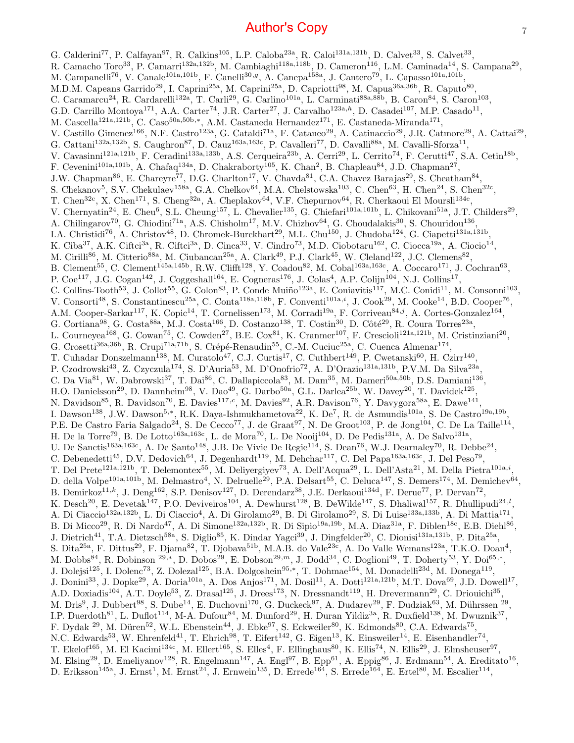G. Calderini[77], P. Calfayan[97], R. Calkins[105], L.P. Caloba[23a], R. Caloi[131a,131b], D. Calvet[33], S. Calvet[33], R. Camacho Toro[33], P. Camarri[132a,132b], M. Cambiaghi[118a,118b], D. Cameron[116], L.M. Caminada[14], S. Campana[29], M. Campanelli[76], V. Canale[101a,101b], F. Canelli[30,g], A. Canepa[158a], J. Cantero[79], L. Capasso[101a,101b], M.D.M. Capeans Garrido[29], I. Caprini[25a], M. Caprini[25a], D. Capriotti[98], M. Capua[36a,36b], R. Caputo[80], C. Caramarcu[24], R. Cardarelli[132a], T. Carli[29], G. Carlino[101a], L. Carminati[88a,88b], B. Caron[84], S. Caron[103], G.D. Carrillo Montoya[171], A.A. Carter[74], J.R. Carter[27], J. Carvalho[123a,h], D. Casadei[107], M.P. Casado[11], M. Cascella[121a,121b], C. Caso[50a,50b,*], A.M. Castaneda Hernandez[171], E. Castaneda-Miranda[171], V. Castillo Gimenez[166], N.F. Castro[123a], G. Cataldi[71a], F. Cataneo[29], A. Catinaccio[29], J.R. Catmore[29], A. Cattai[29], G. Cattani[132a,132b], S. Caughron[87], D. Cauz[163a,163c], P. Cavalleri[77], D. Cavalli[88a], M. Cavalli-Sforza[11], V. Cavasinni[121a,121b], F. Ceradini[133a,133b], A.S. Cerqueira[23b], A. Cerri[29], L. Cerrito[74], F. Cerutti[47], S.A. Cetin[18b], F. Cevenini[101a,101b], A. Chafaq[134a], D. Chakraborty[105], K. Chan[2], B. Chapleau[84], J.D. Chapman[27], J.W. Chapman[86], E. Chareyre[77], D.G. Charlton[17], V. Chavda[81], C.A. Chavez Barajas[29], S. Cheatham[84], S. Chekanov[5], S.V. Chekulaev[158a], G.A. Chelkov[64], M.A. Chelstowska[103], C. Chen[63], H. Chen[24], S. Chen[32c], T. Chen[32c], X. Chen[171], S. Cheng[32a], A. Cheplakov[64], V.F. Chepurnov[64], R. Cherkaoui El Moursli[134e], V. Chernyatin[24], E. Cheu[6], S.L. Cheung[157], L. Chevalier[135], G. Chiefari[101a,101b], L. Chikovani[51a], J.T. Childers[29], A. Chilingarov[70], G. Chiodini[71a], A.S. Chisholm[17], M.V. Chizhov[64], G. Choudalakis[30], S. Chouridou[136], I.A. Christidi[76], A. Christov[48], D. Chromek-Burckhart[29], M.L. Chu[150], J. Chudoba[124], G. Ciapetti[131a,131b], K. Ciba[37], A.K. Ciftci[3a], R. Ciftci[3a], D. Cinca[33], V. Cindro[73], M.D. Ciobotaru[162], C. Ciocca[19a], A. Ciocio[14], M. Cirilli[86], M. Citterio[88a], M. Ciubancan[25a], A. Clark[49], P.J. Clark[45], W. Cleland[122], J.C. Clemens[82], B. Clement[55], C. Clement[145a,145b], R.W. Clifft[128], Y. Coadou[82], M. Cobal[163a,163c], A. Coccaro[171], J. Cochran[63], P. Coe[117], J.G. Cogan[142], J. Coggeshall[164], E. Cogneras[176], J. Colas[4], A.P. Colijn[104], N.J. Collins[17], C. Collins-Tooth[53], J. Collot[55], G. Colon[83], P. Conde Muiño[123a], E. Coniavitis[117], M.C. Conidi[11], M. Consonni[103], V. Consorti[48], S. Constantinescu[25a], C. Conta[118a,118b], F. Conventi[101a,i], J. Cook[29], M. Cooke[14], B.D. Cooper[76], A.M. Cooper-Sarkar[117], K. Copic[14], T. Cornelissen[173], M. Corradi[19a], F. Corriveau[84,j], A. Cortes-Gonzalez[164], G. Cortiana[98], G. Costa[88a], M.J. Costa[166], D. Costanzo[138], T. Costin[30], D. Côté[29], R. Coura Torres[23a], L. Courneyea[168], G. Cowan[75], C. Cowden[27], B.E. Cox[81], K. Cranmer[107], F. Crescioli[121a,121b], M. Cristinziani[20], G. Crosetti[36a,36b], R. Crupi[71a,71b], S. Crépé-Renaudin[55], C.-M. Cuciuc[25a], C. Cuenca Almenar[174], T. Cuhadar Donszelmann[138], M. Curatolo[47], C.J. Curtis[17], C. Cuthbert[149], P. Cwetanski[60], H. Czirr[140], P. Czodrowski[43], Z. Czyczula[174], S. D'Auria[53], M. D'Onofrio[72], A. D'Orazio[131a,131b], P.V.M. Da Silva[23a], C. Da Via[81], W. Dabrowski[37], T. Dai[86], C. Dallapiccola[83], M. Dam[35], M. Dameri[50a,50b], D.S. Damiani[136], H.O. Danielsson[29], D. Dannheim[98], V. Dao[49], G. Darbo[50a], G.L. Darlea[25b], W. Davey[20], T. Davidek[125], N. Davidson[85], R. Davidson[70], E. Davies[117,c], M. Davies[92], A.R. Davison[76], Y. Davygora[58a], E. Dawe[141], I. Dawson[138], J.W. Dawson[5,*], R.K. Daya-Ishmukhametova[22], K. De[7], R. de Asmundis[101a], S. De Castro[19a,19b], P.E. De Castro Faria Salgado[24], S. De Cecco[77], J. de Graat[97], N. De Groot[103], P. de Jong[104], C. De La Taille[114], H. De la Torre[79], B. De Lotto[163a,163c], L. de Mora[70], L. De Nooij[104], D. De Pedis[131a], A. De Salvo[131a], U. De Sanctis[163a,163c], A. De Santo[148], J.B. De Vivie De Regie[114], S. Dean[76], W.J. Dearnaley[70], R. Debbe[24], C. Debenedetti[45], D.V. Dedovich[64], J. Degenhardt[119], M. Dehchar[117], C. Del Papa[163a,163c], J. Del Peso[79], T. Del Prete[121a,121b], T. Delemontex[55], M. Deliyergiyev[73], A. Dell'Acqua[29], L. Dell'Asta[21], M. Della Pietra[101a,i], D. della Volpe[101a,101b], M. Delmastro[4], N. Delruelle[29], P.A. Delsart[55], C. Deluca[147], S. Demers[174], M. Demichev[64], B. Demirkoz[11,k], J. Deng[162], S.P. Denisov[127], D. Derendarz[38], J.E. Derkaoui[134d], F. Derue[77], P. Dervan[72], K. Desch[20], E. Devetak[147], P.O. Deviveiros[104], A. Dewhurst[128], B. DeWilde[147], S. Dhaliwal[157], R. Dhullipudi[24,l], A. Di Ciaccio[132a,132b], L. Di Ciaccio[4], A. Di Girolamo[29], B. Di Girolamo[29], S. Di Luise[133a,133b], A. Di Mattia[171], B. Di Micco[29], R. Di Nardo[47], A. Di Simone[132a,132b], R. Di Sipio[19a,19b], M.A. Diaz[31a], F. Diblen[18c], E.B. Diehl[86], J. Dietrich[41], T.A. Dietzsch[58a], S. Diglio[85], K. Dindar Yagci[39], J. Dingfelder[20], C. Dionisi[131a,131b], P. Dita[25a], S. Dita[25a], F. Dittus[29], F. Djama[82], T. Djobava[51b], M.A.B. do Vale[23c], A. Do Valle Wemans[123a], T.K.O. Doan[4], M. Dobbs[84], R. Dobinson [29,*], D. Dobos[29], E. Dobson[29,m], J. Dodd[34], C. Doglioni[49], T. Doherty[53], Y. Doi[65,*], J. Dolejsi[125], I. Dolenc[73], Z. Dolezal[125], B.A. Dolgoshein[95,*], T. Dohmae[154], M. Donadelli[23d], M. Donega[119], J. Donini[33], J. Dopke[29], A. Doria[101a], A. Dos Anjos[171], M. Dosil[11], A. Dotti[121a,121b], M.T. Dova[69], J.D. Dowell[17], A.D. Doxiadis[104], A.T. Doyle[53], Z. Drasal[125], J. Drees[173], N. Dressnandt[119], H. Drevermann[29], C. Driouichi[35], M. Dris[9], J. Dubbert[98], S. Dube[14], E. Duchovni[170], G. Duckeck[97], A. Dudarev[29], F. Dudziak[63], M. Dührssen [29], I.P. Duerdoth[81], L. Duflot[114], M-A. Dufour[84], M. Dunford[29], H. Duran Yildiz[3a], R. Duxfield[138], M. Dwuznik[37], F. Dydak [29], M. Düren[52], W.L. Ebenstein[44], J. Ebke[97], S. Eckweiler[80], K. Edmonds[80], C.A. Edwards[75], N.C. Edwards[53], W. Ehrenfeld[41], T. Ehrich[98], T. Eifert[142], G. Eigen[13], K. Einsweiler[14], E. Eisenhandler[74], T. Ekelof[165], M. El Kacimi[134c], M. Ellert[165], S. Elles[4], F. Ellinghaus[80], K. Ellis[74], N. Ellis[29], J. Elmsheuser[97], M. Elsing[29], D. Emeliyanov[128], R. Engelmann[147], A. Engl[97], B. Epp[61], A. Eppig[86], J. Erdmann[54], A. Ereditato[16], D. Eriksson[145a], J. Ernst[1], M. Ernst[24], J. Ernwein[135], D. Errede[164], S. Errede[164], E. Ertel[80], M. Escalier[114],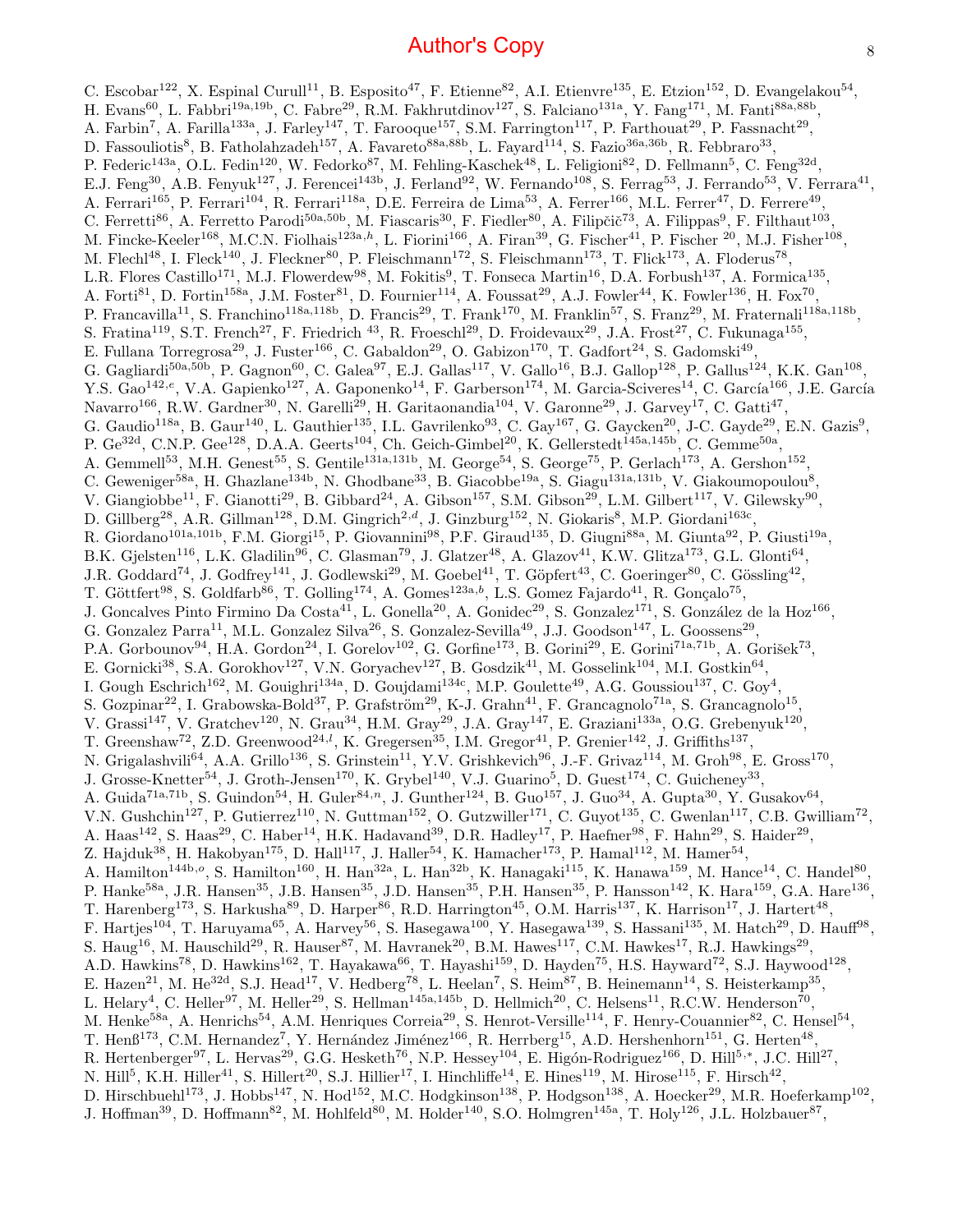Author's Copy

C. Escobar[122], X. Espinal Curull[11], B. Esposito[47], F. Etienne[82], A.I. Etienvre[135], E. Etzion[152], D. Evangelakou[54], H. Evans[60], L. Fabbri[19a,19b], C. Fabre[29], R.M. Fakhrutdinov[127], S. Falciano[131a], Y. Fang[171], M. Fanti[88a,88b], A. Farbin[7], A. Farilla[133a], J. Farley[147], T. Farooque[157], S.M. Farrington[117], P. Farthouat[29], P. Fassnacht[29], D. Fassouliotis[8], B. Fatholahzadeh[157], A. Favareto[88a,88b], L. Fayard[114], S. Fazio[36a,36b], R. Febbraro[33], P. Federic[143a], O.L. Fedin[120], W. Fedorko[87], M. Fehling-Kaschek[48], L. Feligioni[82], D. Fellmann[5], C. Feng[32d], E.J. Feng[30], A.B. Fenyuk[127], J. Ferencei[143b], J. Ferland[92], W. Fernando[108], S. Ferrag[53], J. Ferrando[53], V. Ferrara[41], A. Ferrari[165], P. Ferrari[104], R. Ferrari[118a], D.E. Ferreira de Lima[53], A. Ferrer[166], M.L. Ferrer[47], D. Ferrere[49], C. Ferretti[86], A. Ferretto Parodi[50a,50b], M. Fiascaris[30], F. Fiedler[80], A. Filipčič[73], A. Filippas[9], F. Filthaut[103], M. Fincke-Keeler[168], M.C.N. Fiolhais[123a,h], L. Fiorini[166], A. Firan[39], G. Fischer[41], P. Fischer [20], M.J. Fisher[108], M. Flechl[48], I. Fleck[140], J. Fleckner[80], P. Fleischmann[172], S. Fleischmann[173], T. Flick[173], A. Floderus[78], L.R. Flores Castillo[171], M.J. Flowerdew[98], M. Fokitis[9], T. Fonseca Martin[16], D.A. Forbush[137], A. Formica[135], A. Forti[81], D. Fortin[158a], J.M. Foster[81], D. Fournier[114], A. Foussat[29], A.J. Fowler[44], K. Fowler[136], H. Fox[70], P. Francavilla[11], S. Franchino[118a,118b], D. Francis[29], T. Frank[170], M. Franklin[57], S. Franz[29], M. Fraternali[118a,118b], S. Fratina[119], S.T. French[27], F. Friedrich [43], R. Froeschl[29], D. Froidevaux[29], J.A. Frost[27], C. Fukunaga[155], E. Fullana Torregrosa[29], J. Fuster[166], C. Gabaldon[29], O. Gabizon[170], T. Gadfort[24], S. Gadomski[49], G. Gagliardi[50a,50b], P. Gagnon[60], C. Galea[97], E.J. Gallas[117], V. Gallo[16], B.J. Gallop[128], P. Gallus[124], K.K. Gan[108], Y.S. Gao[142,e], V.A. Gapienko[127], A. Gaponenko[14], F. Garberson[174], M. Garcia-Sciveres[14], C. García[166], J.E. García Navarro[166], R.W. Gardner[30], N. Garelli[29], H. Garitaonandia[104], V. Garonne[29], J. Garvey[17], C. Gatti[47], G. Gaudio[118a], B. Gaur[140], L. Gauthier[135], I.L. Gavrilenko[93], C. Gay[167], G. Gaycken[20], J-C. Gayde[29], E.N. Gazis[9], P. Ge[32d], C.N.P. Gee[128], D.A.A. Geerts[104], Ch. Geich-Gimbel[20], K. Gellerstedt[145a,145b], C. Gemme[50a], A. Gemmell[53], M.H. Genest[55], S. Gentile[131a,131b], M. George[54], S. George[75], P. Gerlach[173], A. Gershon[152], C. Geweniger[58a], H. Ghazlane[134b], N. Ghodbane[33], B. Giacobbe[19a], S. Giagu[131a,131b], V. Giakoumopoulou[8], V. Giangiobbe[11], F. Gianotti[29], B. Gibbard[24], A. Gibson[157], S.M. Gibson[29], L.M. Gilbert[117], V. Gilewsky[90], D. Gillberg[28], A.R. Gillman[128], D.M. Gingrich[2,d], J. Ginzburg[152], N. Giokaris[8], M.P. Giordani[163c], R. Giordano[101a,101b], F.M. Giorgi[15], P. Giovannini[98], P.F. Giraud[135], D. Giugni[88a], M. Giunta[92], P. Giusti[19a], B.K. Gjelsten[116], L.K. Gladilin[96], C. Glasman[79], J. Glatzer[48], A. Glazov[41], K.W. Glitza[173], G.L. Glonti[64], J.R. Goddard[74], J. Godfrey[141], J. Godlewski[29], M. Goebel[41], T. Göpfert[43], C. Goeringer[80], C. Gössling[42], T. Göttfert[98], S. Goldfarb[86], T. Golling[174], A. Gomes[123a,b], L.S. Gomez Fajardo[41], R. Gonçalo[75], J. Goncalves Pinto Firmino Da Costa[41], L. Gonella[20], A. Gonidec[29], S. Gonzalez[171], S. González de la Hoz[166], G. Gonzalez Parra[11], M.L. Gonzalez Silva[26], S. Gonzalez-Sevilla[49], J.J. Goodson[147], L. Goossens[29], P.A. Gorbounov[94], H.A. Gordon[24], I. Gorelov[102], G. Gorfine[173], B. Gorini[29], E. Gorini[71a,71b], A. Gorišek[73], E. Gornicki[38], S.A. Gorokhov[127], V.N. Goryachev[127], B. Gosdzik[41], M. Gosselink[104], M.I. Gostkin[64], I. Gough Eschrich[162], M. Gouighri[134a], D. Goujdami[134c], M.P. Goulette[49], A.G. Goussiou[137], C. Goy[4], S. Gozpinar[22], I. Grabowska-Bold[37], P. Grafström[29], K-J. Grahn[41], F. Grancagnolo[71a], S. Grancagnolo[15], V. Grassi[147], V. Gratchev[120], N. Grau[34], H.M. Gray[29], J.A. Gray[147], E. Graziani[133a], O.G. Grebenyuk[120], T. Greenshaw[72], Z.D. Greenwood[24,l], K. Gregersen[35], I.M. Gregor[41], P. Grenier[142], J. Griffiths[137], N. Grigalashvili[64], A.A. Grillo[136], S. Grinstein[11], Y.V. Grishkevich[96], J.-F. Grivaz[114], M. Groh[98], E. Gross[170], J. Grosse-Knetter[54], J. Groth-Jensen[170], K. Grybel[140], V.J. Guarino[5], D. Guest[174], C. Guicheney[33], A. Guida[71a,71b], S. Guindon[54], H. Guler[84,n], J. Gunther[124], B. Guo[157], J. Guo[34], A. Gupta[30], Y. Gusakov[64], V.N. Gushchin[127], P. Gutierrez[110], N. Guttman[152], O. Gutzwiller[171], C. Guyot[135], C. Gwenlan[117], C.B. Gwilliam[72], A. Haas[142], S. Haas[29], C. Haber[14], H.K. Hadavand[39], D.R. Hadley[17], P. Haefner[98], F. Hahn[29], S. Haider[29], Z. Hajduk[38], H. Hakobyan[175], D. Hall[117], J. Haller[54], K. Hamacher[173], P. Hamal[112], M. Hamer[54], A. Hamilton[144b,o], S. Hamilton[160], H. Han[32a], L. Han[32b], K. Hanagaki[115], K. Hanawa[159], M. Hance[14], C. Handel[80], P. Hanke[58a], J.R. Hansen[35], J.B. Hansen[35], J.D. Hansen[35], P.H. Hansen[35], P. Hansson[142], K. Hara[159], G.A. Hare[136], T. Harenberg[173], S. Harkusha[89], D. Harper[86], R.D. Harrington[45], O.M. Harris[137], K. Harrison[17], J. Hartert[48], F. Hartjes[104], T. Haruyama[65], A. Harvey[56], S. Hasegawa[100], Y. Hasegawa[139], S. Hassani[135], M. Hatch[29], D. Hauff[98], S. Haug[16], M. Hauschild[29], R. Hauser[87], M. Havranek[20], B.M. Hawes[117], C.M. Hawkes[17], R.J. Hawkings[29], A.D. Hawkins[78], D. Hawkins[162], T. Hayakawa[66], T. Hayashi[159], D. Hayden[75], H.S. Hayward[72], S.J. Haywood[128], E. Hazen[21], M. He[32d], S.J. Head[17], V. Hedberg[78], L. Heelan[7], S. Heim[87], B. Heinemann[14], S. Heisterkamp[35], L. Helary[4], C. Heller[97], M. Heller[29], S. Hellman[145a,145b], D. Hellmich[20], C. Helsens[11], R.C.W. Henderson[70], M. Henke[58a], A. Henrichs[54], A.M. Henriques Correia[29], S. Henrot-Versille[114], F. Henry-Couannier[82], C. Hensel[54], T. Henß[173], C.M. Hernandez[7], Y. Hernández Jiménez[166], R. Herrberg[15], A.D. Hershenhorn[151], G. Herten[48], R. Hertenberger[97], L. Hervas[29], G.G. Hesketh[76], N.P. Hessey[104], E. Higón-Rodriguez[166], D. Hill[5,*], J.C. Hill[27], N. Hill[5], K.H. Hiller[41], S. Hillert[20], S.J. Hillier[17], I. Hinchliffe[14], E. Hines[119], M. Hirose[115], F. Hirsch[42], D. Hirschbuehl[173], J. Hobbs[147], N. Hod[152], M.C. Hodgkinson[138], P. Hodgson[138], A. Hoecker[29], M.R. Hoeferkamp[102], J. Hoffman[39], D. Hoffmann[82], M. Hohlfeld[80], M. Holder[140], S.O. Holmgren[145a], T. Holy[126], J.L. Holzbauer[87],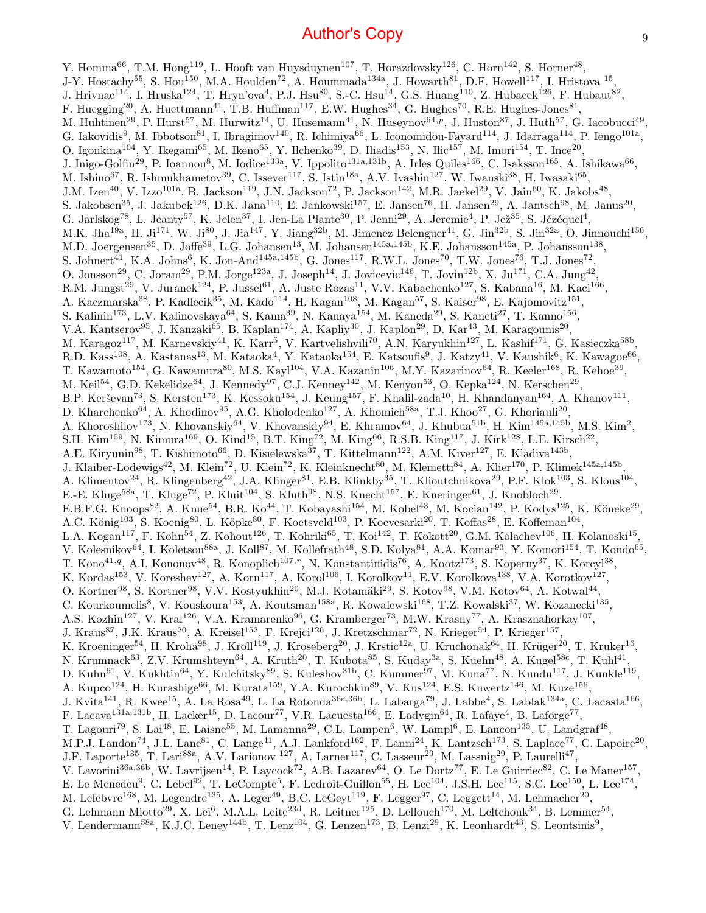Y. Homma[66], T.M. Hong[119], L. Hooft van Huysduynen[107], T. Horazdovsky[126], C. Horn[142], S. Horner[48], J-Y. Hostachy[55], S. Hou[150], M.A. Houlden[72], A. Hoummada[134a], J. Howarth[81], D.F. Howell[117], I. Hristova [15], J. Hrivnac[114], I. Hruska[124], T. Hryn'ova[4], P.J. Hsu[80], S.-C. Hsu[14], G.S. Huang[110], Z. Hubacek[126], F. Hubaut[82], F. Huegging[20], A. Huettmann[41], T.B. Huffman[117], E.W. Hughes[34], G. Hughes[70], R.E. Hughes-Jones[81], M. Huhtinen[29], P. Hurst[57], M. Hurwitz[14], U. Husemann[41], N. Huseynov[64,p], J. Huston[87], J. Huth[57], G. Iacobucci[49], G. Iakovidis[9], M. Ibbotson[81], I. Ibragimov[140], R. Ichimiya[66], L. Iconomidou-Fayard[114], J. Idarraga[114], P. Iengo[101a], O. Igonkina[104], Y. Ikegami[65], M. Ikeno[65], Y. Ilchenko[39], D. Iliadis[153], N. Ilic[157], M. Imori[154], T. Ince[20], J. Inigo-Golfin[29], P. Ioannou[8], M. Iodice[133a], V. Ippolito[131a,131b], A. Irles Quiles[166], C. Isaksson[165], A. Ishikawa[66], M. Ishino[67], R. Ishmukhametov[39], C. Issever[117], S. Istin[18a], A.V. Ivashin[127], W. Iwanski[38], H. Iwasaki[65], J.M. Izen[40], V. Izzo[101a], B. Jackson[119], J.N. Jackson[72], P. Jackson[142], M.R. Jaekel[29], V. Jain[60], K. Jakobs[48], S. Jakobsen[35], J. Jakubek[126], D.K. Jana[110], E. Jankowski[157], E. Jansen[76], H. Jansen[29], A. Jantsch[98], M. Janus[20], G. Jarlskog[78], L. Jeanty[57], K. Jelen[37], I. Jen-La Plante[30], P. Jenni[29], A. Jeremie[4], P. Jež[35], S. Jézéquel[4], M.K. Jha[19a], H. Ji[171], W. Ji[80], J. Jia[147], Y. Jiang[32b], M. Jimenez Belenguer[41], G. Jin[32b], S. Jin[32a], O. Jinnouchi[156], M.D. Joergensen[35], D. Joffe[39], L.G. Johansen[13], M. Johansen[145a,145b], K.E. Johansson[145a], P. Johansson[138], S. Johnert[41], K.A. Johns[6], K. Jon-And[145a,145b], G. Jones[117], R.W.L. Jones[70], T.W. Jones[76], T.J. Jones[72], O. Jonsson[29], C. Joram[29], P.M. Jorge[123a], J. Joseph[14], J. Jovicevic[146], T. Jovin[12b], X. Ju[171], C.A. Jung[42], R.M. Jungst[29], V. Juranek[124], P. Jussel[61], A. Juste Rozas[11], V.V. Kabachenko[127], S. Kabana[16], M. Kaci[166], A. Kaczmarska[38], P. Kadlecik[35], M. Kado[114], H. Kagan[108], M. Kagan[57], S. Kaiser[98], E. Kajomovitz[151], S. Kalinin[173], L.V. Kalinovskaya[64], S. Kama[39], N. Kanaya[154], M. Kaneda[29], S. Kaneti[27], T. Kanno[156], V.A. Kantserov[95], J. Kanzaki[65], B. Kaplan[174], A. Kapliy[30], J. Kaplon[29], D. Kar[43], M. Karagounis[20], M. Karagoz[117], M. Karnevskiy[41], K. Karr[5], V. Kartvelishvili[70], A.N. Karyukhin[127], L. Kashif[171], G. Kasieczka[58b], R.D. Kass[108], A. Kastanas[13], M. Kataoka[4], Y. Kataoka[154], E. Katsoufis[9], J. Katzy[41], V. Kaushik[6], K. Kawagoe[66], T. Kawamoto[154], G. Kawamura[80], M.S. Kayl[104], V.A. Kazanin[106], M.Y. Kazarinov[64], R. Keeler[168], R. Kehoe[39], M. Keil[54], G.D. Kekelidze[64], J. Kennedy[97], C.J. Kenney[142], M. Kenyon[53], O. Kepka[124], N. Kerschen[29], B.P. Kerševan[73], S. Kersten[173], K. Kessoku[154], J. Keung[157], F. Khalil-zada[10], H. Khandanyan[164], A. Khanov[111], D. Kharchenko[64], A. Khodinov[95], A.G. Kholodenko[127], A. Khomich[58a], T.J. Khoo[27], G. Khoriauli[20], A. Khoroshilov[173], N. Khovanskiy[64], V. Khovanskiy[94], E. Khramov[64], J. Khubua[51b], H. Kim[145a,145b], M.S. Kim[2], S.H. Kim[159], N. Kimura[169], O. Kind[15], B.T. King[72], M. King[66], R.S.B. King[117], J. Kirk[128], L.E. Kirsch[22], A.E. Kiryunin[98], T. Kishimoto[66], D. Kisielewska[37], T. Kittelmann[122], A.M. Kiver[127], E. Kladiva[143b], J. Klaiber-Lodewigs[42], M. Klein[72], U. Klein[72], K. Kleinknecht[80], M. Klemetti[84], A. Klier[170], P. Klimek[145a,145b], A. Klimentov[24], R. Klingenberg[42], J.A. Klinger[81], E.B. Klinkby[35], T. Klioutchnikova[29], P.F. Klok[103], S. Klous[104], E.-E. Kluge[58a], T. Kluge[72], P. Kluit[104], S. Kluth[98], N.S. Knecht[157], E. Kneringer[61], J. Knobloch[29], E.B.F.G. Knoops[82], A. Knue[54], B.R. Ko[44], T. Kobayashi[154], M. Kobel[43], M. Kocian[142], P. Kodys[125], K. Köneke[29], A.C. König[103], S. Koenig[80], L. Köpke[80], F. Koetsveld[103], P. Koevesarki[20], T. Koffas[28], E. Koffeman[104], L.A. Kogan[117], F. Kohn[54], Z. Kohout[126], T. Kohriki[65], T. Koi[142], T. Kokott[20], G.M. Kolachev[106], H. Kolanoski[15], V. Kolesnikov[64], I. Koletsou[88a], J. Koll[87], M. Kollefrath[48], S.D. Kolya[81], A.A. Komar[93], Y. Komori[154], T. Kondo[65], T. Kono[41,q], A.I. Kononov[48], R. Konoplich[107,r], N. Konstantinidis[76], A. Kootz[173], S. Koperny[37], K. Korcyl[38], K. Kordas[153], V. Koreshev[127], A. Korn[117], A. Korol[106], I. Korolkov[11], E.V. Korolkova[138], V.A. Korotkov[127], O. Kortner[98], S. Kortner[98], V.V. Kostyukhin[20], M.J. Kotamäki[29], S. Kotov[98], V.M. Kotov[64], A. Kotwal[44], C. Kourkoumelis[8], V. Kouskoura[153], A. Koutsman[158a], R. Kowalewski[168], T.Z. Kowalski[37], W. Kozanecki[135], A.S. Kozhin[127], V. Kral[126], V.A. Kramarenko[96], G. Kramberger[73], M.W. Krasny[77], A. Krasznahorkay[107], J. Kraus[87], J.K. Kraus[20], A. Kreisel[152], F. Krejci[126], J. Kretzschmar[72], N. Krieger[54], P. Krieger[157], K. Kroeninger[54], H. Kroha[98], J. Kroll[119], J. Kroseberg[20], J. Krstic[12a], U. Kruchonak[64], H. Krüger[20], T. Kruker[16], N. Krumnack[63], Z.V. Krumshteyn[64], A. Kruth[20], T. Kubota[85], S. Kuday[3a], S. Kuehn[48], A. Kugel[58c], T. Kuhl[41], D. Kuhn[61], V. Kukhtin[64], Y. Kulchitsky[89], S. Kuleshov[31b], C. Kummer[97], M. Kuna[77], N. Kundu[117], J. Kunkle[119], A. Kupco[124], H. Kurashige[66], M. Kurata[159], Y.A. Kurochkin[89], V. Kus[124], E.S. Kuwertz[146], M. Kuze[156], J. Kvita[141], R. Kwee[15], A. La Rosa[49], L. La Rotonda[36a,36b], L. Labarga[79], J. Labbe[4], S. Lablak[134a], C. Lacasta[166], F. Lacava[131a,131b], H. Lacker[15], D. Lacour[77], V.R. Lacuesta[166], E. Ladygin[64], R. Lafaye[4], B. Laforge[77], T. Lagouri[79], S. Lai[48], E. Laisne[55], M. Lamanna[29], C.L. Lampen[6], W. Lampl[6], E. Lancon[135], U. Landgraf[48], M.P.J. Landon[74], J.L. Lane[81], C. Lange[41], A.J. Lankford[162], F. Lanni[24], K. Lantzsch[173], S. Laplace[77], C. Lapoire[20], J.F. Laporte[135], T. Lari[88a], A.V. Larionov [127], A. Larner[117], C. Lasseur[29], M. Lassnig[29], P. Laurelli[47], V. Lavorini[36a,36b], W. Lavrijsen[14], P. Laycock[72], A.B. Lazarev[64], O. Le Dortz[77], E. Le Guirriec[82], C. Le Maner[157], E. Le Menedeu[9], C. Lebel[92], T. LeCompte[5], F. Ledroit-Guillon[55], H. Lee[104], J.S.H. Lee[115], S.C. Lee[150], L. Lee[174], M. Lefebvre[168], M. Legendre[135], A. Leger[49], B.C. LeGeyt[119], F. Legger[97], C. Leggett[14], M. Lehmacher[20], G. Lehmann Miotto[29], X. Lei[6], M.A.L. Leite[23d], R. Leitner[125], D. Lellouch[170], M. Leltchouk[34], B. Lemmer[54], V. Lendermann[58a], K.J.C. Leney[144b], T. Lenz[104], G. Lenzen[173], B. Lenzi[29], K. Leonhardt[43], S. Leontsinis[9],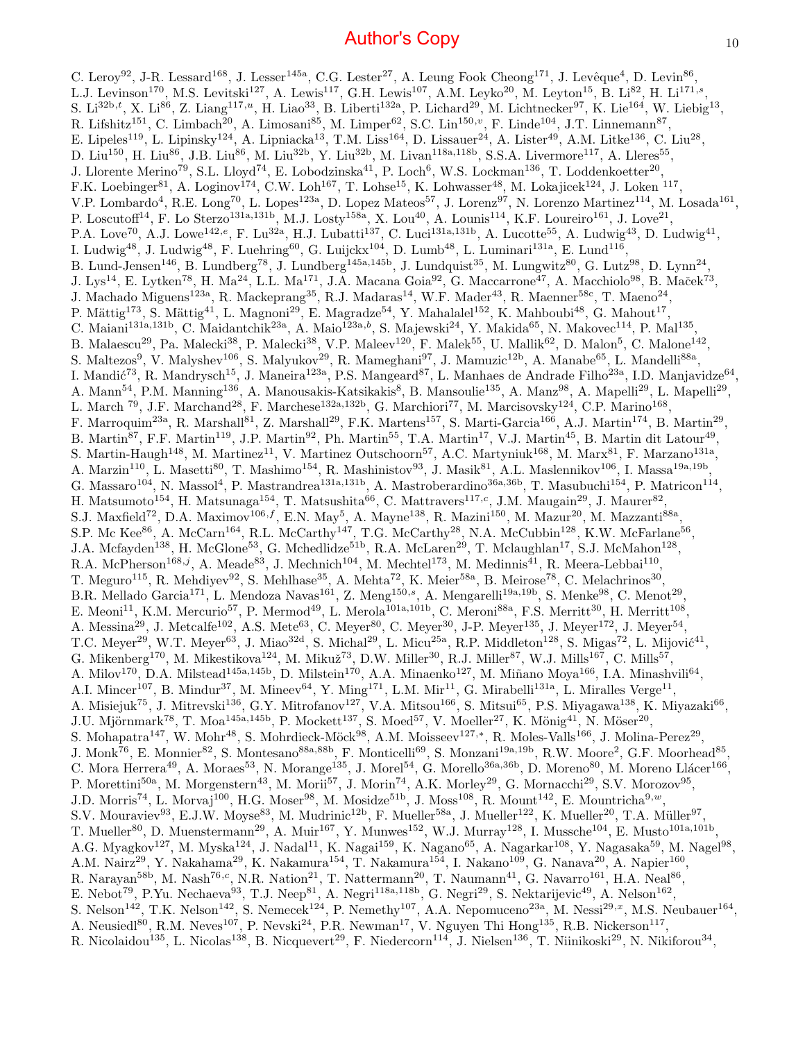C. Leroy[92], J-R. Lessard[168], J. Lesser[145a], C.G. Lester[27], A. Leung Fook Cheong[171], J. Levêque[4], D. Levin[86], L.J. Levinson[170], M.S. Levitski[127], A. Lewis[117], G.H. Lewis[107], A.M. Leyko[20], M. Leyton[15], B. Li[82], H. Li[171,s], S. Li[32b,t], X. Li[86], Z. Liang[117,u], H. Liao[33], B. Liberti[132a], P. Lichard[29], M. Lichtnecker[97], K. Lie[164], W. Liebig[13], R. Lifshitz[151], C. Limbach[20], A. Limosani[85], M. Limper[62], S.C. Lin[150,v], F. Linde[104], J.T. Linnemann[87], E. Lipeles[119], L. Lipinsky[124], A. Lipniacka[13], T.M. Liss[164], D. Lissauer[24], A. Lister[49], A.M. Litke[136], C. Liu[28], D. Liu[150], H. Liu[86], J.B. Liu[86], M. Liu[32b], Y. Liu[32b], M. Livan[118a,118b], S.S.A. Livermore[117], A. Lleres[55], J. Llorente Merino[79], S.L. Lloyd[74], E. Lobodzinska[41], P. Loch[6], W.S. Lockman[136], T. Loddenkoetter[20], F.K. Loebinger[81], A. Loginov[174], C.W. Loh[167], T. Lohse[15], K. Lohwasser[48], M. Lokajicek[124], J. Loken [117], V.P. Lombardo[4], R.E. Long[70], L. Lopes[123a], D. Lopez Mateos[57], J. Lorenz[97], N. Lorenzo Martinez[114], M. Losada[161], P. Loscutoff[14], F. Lo Sterzo[131a,131b], M.J. Losty[158a], X. Lou[40], A. Lounis[114], K.F. Loureiro[161], J. Love[21], P.A. Love[70], A.J. Lowe[142,e], F. Lu[32a], H.J. Lubatti[137], C. Luci[131a,131b], A. Lucotte[55], A. Ludwig[43], D. Ludwig[41], I. Ludwig[48], J. Ludwig[48], F. Luehring[60], G. Luijckx[104], D. Lumb[48], L. Luminari[131a], E. Lund[116], B. Lund-Jensen[146], B. Lundberg[78], J. Lundberg[145a,145b], J. Lundquist[35], M. Lungwitz[80], G. Lutz[98], D. Lynn[24], J. Lys[14], E. Lytken[78], H. Ma[24], L.L. Ma[171], J.A. Macana Goia[92], G. Maccarrone[47], A. Macchiolo[98], B. Maček[73], J. Machado Miguens[123a], R. Mackeprang[35], R.J. Madaras[14], W.F. Mader[43], R. Maenner[58c], T. Maeno[24], P. Mättig[173], S. Mättig[41], L. Magnoni[29], E. Magradze[54], Y. Mahalalel[152], K. Mahboubi[48], G. Mahout[17], C. Maiani[131a,131b], C. Maidantchik[23a], A. Maio[123a,b], S. Majewski[24], Y. Makida[65], N. Makovec[114], P. Mal[135], B. Malaescu[29], Pa. Malecki[38], P. Malecki[38], V.P. Maleev[120], F. Malek[55], U. Mallik[62], D. Malon[5], C. Malone[142], S. Maltezos[9], V. Malyshev[106], S. Malyukov[29], R. Mameghani[97], J. Mamuzic[12b], A. Manabe[65], L. Mandelli[88a], I. Mandić[73], R. Mandrysch[15], J. Maneira[123a], P.S. Mangeard[87], L. Manhaes de Andrade Filho[23a], I.D. Manjavidze[64], A. Mann[54], P.M. Manning[136], A. Manousakis-Katsikakis[8], B. Mansoulie[135], A. Manz[98], A. Mapelli[29], L. Mapelli[29], L. March [79], J.F. Marchand[28], F. Marchese[132a,132b], G. Marchiori[77], M. Marcisovsky[124], C.P. Marino[168], F. Marroquim[23a], R. Marshall[81], Z. Marshall[29], F.K. Martens[157], S. Marti-Garcia[166], A.J. Martin[174], B. Martin[29], B. Martin[87], F.F. Martin[119], J.P. Martin[92], Ph. Martin[55], T.A. Martin[17], V.J. Martin[45], B. Martin dit Latour[49], S. Martin-Haugh[148], M. Martinez[11], V. Martinez Outschoorn[57], A.C. Martyniuk[168], M. Marx[81], F. Marzano[131a], A. Marzin[110], L. Masetti[80], T. Mashimo[154], R. Mashinistov[93], J. Masik[81], A.L. Maslennikov[106], I. Massa[19a,19b], G. Massaro[104], N. Massol[4], P. Mastrandrea[131a,131b], A. Mastroberardino[36a,36b], T. Masubuchi[154], P. Matricon[114], H. Matsumoto[154], H. Matsunaga[154], T. Matsushita[66], C. Mattravers[117,c], J.M. Maugain[29], J. Maurer[82], S.J. Maxfield[72], D.A. Maximov[106,f], E.N. May[5], A. Mayne[138], R. Mazini[150], M. Mazur[20], M. Mazzanti[88a], S.P. Mc Kee[86], A. McCarn[164], R.L. McCarthy[147], T.G. McCarthy[28], N.A. McCubbin[128], K.W. McFarlane[56], J.A. Mcfayden[138], H. McGlone[53], G. Mchedlidze[51b], R.A. McLaren[29], T. Mclaughlan[17], S.J. McMahon[128], R.A. McPherson[168,j], A. Meade[83], J. Mechnich[104], M. Mechtel[173], M. Medinnis[41], R. Meera-Lebbai[110], T. Meguro[115], R. Mehdiyev[92], S. Mehlhase[35], A. Mehta[72], K. Meier[58a], B. Meirose[78], C. Melachrinos[30], B.R. Mellado Garcia[171], L. Mendoza Navas[161], Z. Meng[150,s], A. Mengarelli[19a,19b], S. Menke[98], C. Menot[29], E. Meoni[11], K.M. Mercurio[57], P. Mermod[49], L. Merola[101a,101b], C. Meroni[88a], F.S. Merritt[30], H. Merritt[108], A. Messina[29], J. Metcalfe[102], A.S. Mete[63], C. Meyer[80], C. Meyer[30], J-P. Meyer[135], J. Meyer[172], J. Meyer[54], T.C. Meyer[29], W.T. Meyer[63], J. Miao[32d], S. Michal[29], L. Micu[25a], R.P. Middleton[128], S. Migas[72], L. Mijović[41], G. Mikenberg[170], M. Mikestikova[124], M. Mikuž[73], D.W. Miller[30], R.J. Miller[87], W.J. Mills[167], C. Mills[57], A. Milov[170], D.A. Milstead[145a,145b], D. Milstein[170], A.A. Minaenko[127], M. Miñano Moya[166], I.A. Minashvili[64], A.I. Mincer[107], B. Mindur[37], M. Mineev[64], Y. Ming[171], L.M. Mir[11], G. Mirabelli[131a], L. Miralles Verge[11], A. Misiejuk[75], J. Mitrevski[136], G.Y. Mitrofanov[127], V.A. Mitsou[166], S. Mitsui[65], P.S. Miyagawa[138], K. Miyazaki[66], J.U. Mjörnmark[78], T. Moa[145a,145b], P. Mockett[137], S. Moed[57], V. Moeller[27], K. Mönig[41], N. Möser[20], S. Mohapatra[147], W. Mohr[48], S. Mohrdieck-Möck[98], A.M. Moisseev[127,*], R. Moles-Valls[166], J. Molina-Perez[29], J. Monk[76], E. Monnier[82], S. Montesano[88a,88b], F. Monticelli[69], S. Monzani[19a,19b], R.W. Moore[2], G.F. Moorhead[85], C. Mora Herrera[49], A. Moraes[53], N. Morange[135], J. Morel[54], G. Morello[36a,36b], D. Moreno[80], M. Moreno Llácer[166], P. Morettini[50a], M. Morgenstern[43], M. Morii[57], J. Morin[74], A.K. Morley[29], G. Mornacchi[29], S.V. Morozov[95], J.D. Morris[74], L. Morvaj[100], H.G. Moser[98], M. Mosidze[51b], J. Moss[108], R. Mount[142], E. Mountricha[9,w], S.V. Mouraviev[93], E.J.W. Moyse[83], M. Mudrinic[12b], F. Mueller[58a], J. Mueller[122], K. Mueller[20], T.A. Müller[97], T. Mueller[80], D. Muenstermann[29], A. Muir[167], Y. Munwes[152], W.J. Murray[128], I. Mussche[104], E. Musto[101a,101b], A.G. Myagkov[127], M. Myska[124], J. Nadal[11], K. Nagai[159], K. Nagano[65], A. Nagarkar[108], Y. Nagasaka[59], M. Nagel[98], A.M. Nairz[29], Y. Nakahama[29], K. Nakamura[154], T. Nakamura[154], I. Nakano[109], G. Nanava[20], A. Napier[160], R. Narayan[58b], M. Nash[76,c], N.R. Nation[21], T. Nattermann[20], T. Naumann[41], G. Navarro[161], H.A. Neal[86], E. Nebot[79], P.Yu. Nechaeva[93], T.J. Neep[81], A. Negri[118a,118b], G. Negri[29], S. Nektarijevic[49], A. Nelson[162], S. Nelson[142], T.K. Nelson[142], S. Nemecek[124], P. Nemethy[107], A.A. Nepomuceno[23a], M. Nessi[29,x], M.S. Neubauer[164], A. Neusiedl[80], R.M. Neves[107], P. Nevski[24], P.R. Newman[17], V. Nguyen Thi Hong[135], R.B. Nickerson[117], R. Nicolaidou[135], L. Nicolas[138], B. Nicquevert[29], F. Niedercorn[114], J. Nielsen[136], T. Niinikoski[29], N. Nikiforou[34],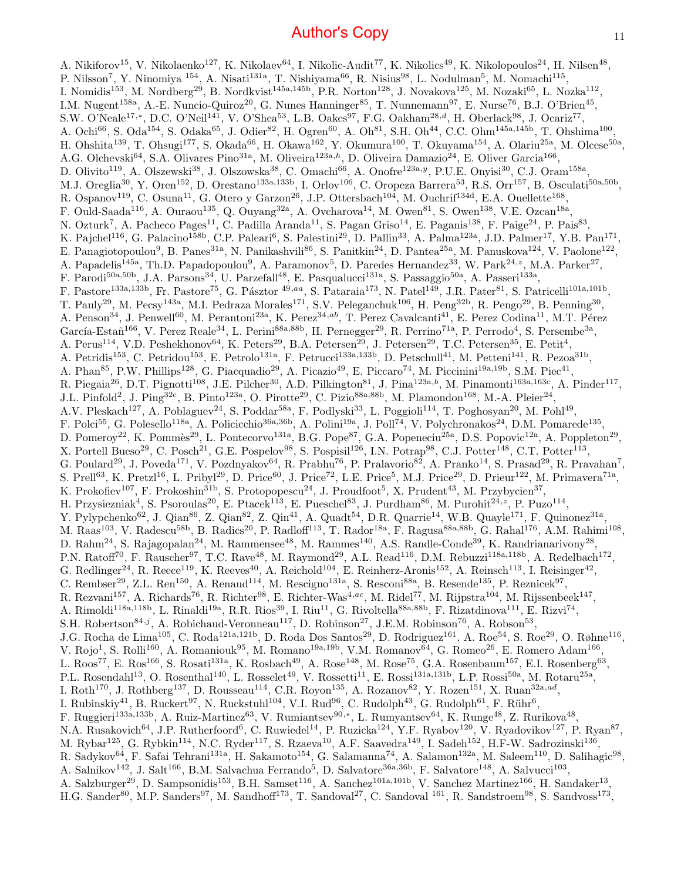A. Nikiforov[15], V. Nikolaenko[127], K. Nikolaev[64], I. Nikolic-Audit[77], K. Nikolics[49], K. Nikolopoulos[24], H. Nilsen[48], P. Nilsson[7], Y. Ninomiya[154], A. Nisati[131a], T. Nishiyama[66], R. Nisius[98], L. Nodulman[5], M. Nomachi[115], I. Nomidis[153], M. Nordberg[29], B. Nordkvist[145a,145b], P.R. Norton[128], J. Novakova[125], M. Nozaki[65], L. Nozka[112], I.M. Nugent[158a], A.-E. Nuncio-Quiroz[20], G. Nunes Hanninger[85], T. Nunnemann[97], E. Nurse[76], B.J. O'Brien[45], S.W. O'Neale[17,*], D.C. O'Neil[141], V. O'Shea[53], L.B. Oakes[97], F.G. Oakham[28,d], H. Oberlack[98], J. Ocariz[77], A. Ochi[66], S. Oda[154], S. Odaka[65], J. Odier[82], H. Ogren[60], A. Oh[81], S.H. Oh[44], C.C. Ohm[145a,145b], T. Ohshima[100], H. Ohshita[139], T. Ohsugi[177], S. Okada[66], H. Okawa[162], Y. Okumura[100], T. Okuyama[154], A. Olariu[25a], M. Olcese[50a], A.G. Olchevski[64], S.A. Olivares Pino[31a], M. Oliveira[123a,h], D. Oliveira Damazio[24], E. Oliver Garcia[166], D. Olivito[119], A. Olszewski[38], J. Olszowska[38], C. Omachi[66], A. Onofre[123a,y], P.U.E. Onyisi[30], C.J. Oram[158a], M.J. Oreglia[30], Y. Oren[152], D. Orestano[133a,133b], I. Orlov[106], C. Oropeza Barrera[53], R.S. Orr[157], B. Osculati[50a,50b], R. Ospanov[119], C. Osuna[11], G. Otero y Garzon[26], J.P. Ottersbach[104], M. Ouchrif[134d], E.A. Ouellette[168], F. Ould-Saada[116], A. Ouraou[135], Q. Ouyang[32a], A. Ovcharova[14], M. Owen[81], S. Owen[138], V.E. Ozcan[18a], N. Ozturk[7], A. Pacheco Pages[11], C. Padilla Aranda[11], S. Pagan Griso[14], E. Paganis[138], F. Paige[24], P. Pais[83], K. Pajchel[116], G. Palacino[158b], C.P. Paleari[6], S. Palestini[29], D. Pallin[33], A. Palma[123a], J.D. Palmer[17], Y.B. Pan[171], E. Panagiotopoulou[9], B. Panes[31a], N. Panikashvili[86], S. Panitkin[24], D. Pantea[25a], M. Panuskova[124], V. Paolone[122], A. Papadelis[145a], Th.D. Papadopoulou[9], A. Paramonov[5], D. Paredes Hernandez[33], W. Park[24,z], M.A. Parker[27], F. Parodi[50a,50b], J.A. Parsons[34], U. Parzefall[48], E. Pasqualucci[131a], S. Passaggio[50a], A. Passeri[133a], F. Pastore[133a,133b], Fr. Pastore[75], G. Pásztor[49,aa], S. Pataraia[173], N. Patel[149], J.R. Pater[81], S. Patricelli[101a,101b], T. Pauly[29], M. Pecsy[143a], M.I. Pedraza Morales[171], S.V. Peleganchuk[106], H. Peng[32b], R. Pengo[29], B. Penning[30], A. Penson[34], J. Penwell[60], M. Perantoni[23a], K. Perez[34,ab], T. Perez Cavalcanti[41], E. Perez Codina[11], M.T. Pérez García-Estañ[166], V. Perez Reale[34], L. Perini[88a,88b], H. Pernegger[29], R. Perrino[71a], P. Perrodo[4], S. Persembe[3a], A. Perus[114], V.D. Peshekhonov[64], K. Peters[29], B.A. Petersen[29], J. Petersen[29], T.C. Petersen[35], E. Petit[4], A. Petridis[153], C. Petridou[153], E. Petrolo[131a], F. Petrucci[133a,133b], D. Petschull[41], M. Petteni[141], R. Pezoa[31b], A. Phan[85], P.W. Phillips[128], G. Piacquadio[29], A. Picazio[49], E. Piccaro[74], M. Piccinini[19a,19b], S.M. Piec[41], R. Piegaia[26], D.T. Pignotti[108], J.E. Pilcher[30], A.D. Pilkington[81], J. Pina[123a,b], M. Pinamonti[163a,163c], A. Pinder[117], J.L. Pinfold[2], J. Ping[32c], B. Pinto[123a], O. Pirotte[29], C. Pizio[88a,88b], M. Plamondon[168], M.-A. Pleier[24], A.V. Pleskach[127], A. Poblaguev[24], S. Poddar[58a], F. Podlyski[33], L. Poggioli[114], T. Poghosyan[20], M. Pohl[49], F. Polci[55], G. Polesello[118a], A. Policicchio[36a,36b], A. Polini[19a], J. Poll[74], V. Polychronakos[24], D.M. Pomarede[135], D. Pomeroy[22], K. Pommès[29], L. Pontecorvo[131a], B.G. Pope[87], G.A. Popeneciu[25a], D.S. Popovic[12a], A. Poppleton[29], X. Portell Bueso[29], C. Posch[21], G.E. Pospelov[98], S. Pospisil[126], I.N. Potrap[98], C.J. Potter[148], C.T. Potter[113], G. Poulard[29], J. Poveda[171], V. Pozdnyakov[64], R. Prabhu[76], P. Pralavorio[82], A. Pranko[14], S. Prasad[29], R. Pravahan[7], S. Prell[63], K. Pretzl[16], L. Pribyl[29], D. Price[60], J. Price[72], L.E. Price[5], M.J. Price[29], D. Prieur[122], M. Primavera[71a], K. Prokofiev[107], F. Prokoshin[31b], S. Protopopescu[24], J. Proudfoot[5], X. Prudent[43], M. Przybycien[37], H. Przysiezniak[4], S. Psoroulas[20], E. Ptacek[113], E. Pueschel[83], J. Purdham[86], M. Purohit[24,z], P. Puzo[114], Y. Pylypchenko[62], J. Qian[86], Z. Qian[82], Z. Qin[41], A. Quadt[54], D.R. Quarrie[14], W.B. Quayle[171], F. Quinonez[31a], M. Raas[103], V. Radescu[58b], B. Radics[20], P. Radloff[113], T. Rador[18a], F. Ragusa[88a,88b], G. Rahal[176], A.M. Rahimi[108], D. Rahm[24], S. Rajagopalan[24], M. Rammensee[48], M. Rammes[140], A.S. Randle-Conde[39], K. Randrianarivony[28], P.N. Ratoff[70], F. Rauscher[97], T.C. Rave[48], M. Raymond[29], A.L. Read[116], D.M. Rebuzzi[118a,118b], A. Redelbach[172], G. Redlinger[24], R. Reece[119], K. Reeves[40], A. Reichold[104], E. Reinherz-Aronis[152], A. Reinsch[113], I. Reisinger[42], C. Rembser[29], Z.L. Ren[150], A. Renaud[114], M. Rescigno[131a], S. Resconi[88a], B. Resende[135], P. Reznicek[97], R. Rezvani[157], A. Richards[76], R. Richter[98], E. Richter-Was[4,ac], M. Ridel[77], M. Rijpstra[104], M. Rijssenbeek[147], A. Rimoldi[118a,118b], L. Rinaldi[19a], R.R. Rios[39], I. Riu[11], G. Rivoltella[88a,88b], F. Rizatdinova[111], E. Rizvi[74], S.H. Robertson[84,j], A. Robichaud-Veronneau[117], D. Robinson[27], J.E.M. Robinson[76], A. Robson[53], J.G. Rocha de Lima[105], C. Roda[121a,121b], D. Roda Dos Santos[29], D. Rodriguez[161], A. Roe[54], S. Roe[29], O. Røhne[116], V. Rojo[1], S. Rolli[160], A. Romaniouk[95], M. Romano[19a,19b], V.M. Romanov[64], G. Romeo[26], E. Romero Adam[166], L. Roos[77], E. Ros[166], S. Rosati[131a], K. Rosbach[49], A. Rose[148], M. Rose[75], G.A. Rosenbaum[157], E.I. Rosenberg[63], P.L. Rosendahl[13], O. Rosenthal[140], L. Rosselet[49], V. Rossetti[11], E. Rossi[131a,131b], L.P. Rossi[50a], M. Rotaru[25a], I. Roth[170], J. Rothberg[137], D. Rousseau[114], C.R. Royon[135], A. Rozanov[82], Y. Rozen[151], X. Ruan[32a,ad], I. Rubinskiy[41], B. Ruckert[97], N. Ruckstuhl[104], V.I. Rud[96], C. Rudolph[43], G. Rudolph[61], F. Rühr[6], F. Ruggieri[133a,133b], A. Ruiz-Martinez[63], V. Rumiantsev[90,*], L. Rumyantsev[64], K. Runge[48], Z. Rurikova[48], N.A. Rusakovich[64], J.P. Rutherfoord[6], C. Ruwiedel[14], P. Ruzicka[124], Y.F. Ryabov[120], V. Ryadovikov[127], P. Ryan[87], M. Rybar[125], G. Rybkin[114], N.C. Ryder[117], S. Rzaeva[10], A.F. Saavedra[149], I. Sadeh[152], H.F-W. Sadrozinski[136], R. Sadykov[64], F. Safai Tehrani[131a], H. Sakamoto[154], G. Salamanna[74], A. Salamon[132a], M. Saleem[110], D. Salihagic[98], A. Salnikov[142], J. Salt[166], B.M. Salvachua Ferrando[5], D. Salvatore[36a,36b], F. Salvatore[148], A. Salvucci[103], A. Salzburger[29], D. Sampsonidis[153], B.H. Samset[116], A. Sanchez[101a,101b], V. Sanchez Martinez[166], H. Sandaker[13], H.G. Sander[80], M.P. Sanders[97], M. Sandhoff[173], T. Sandoval[27], C. Sandoval[161], R. Sandstroem[98], S. Sandvoss[173],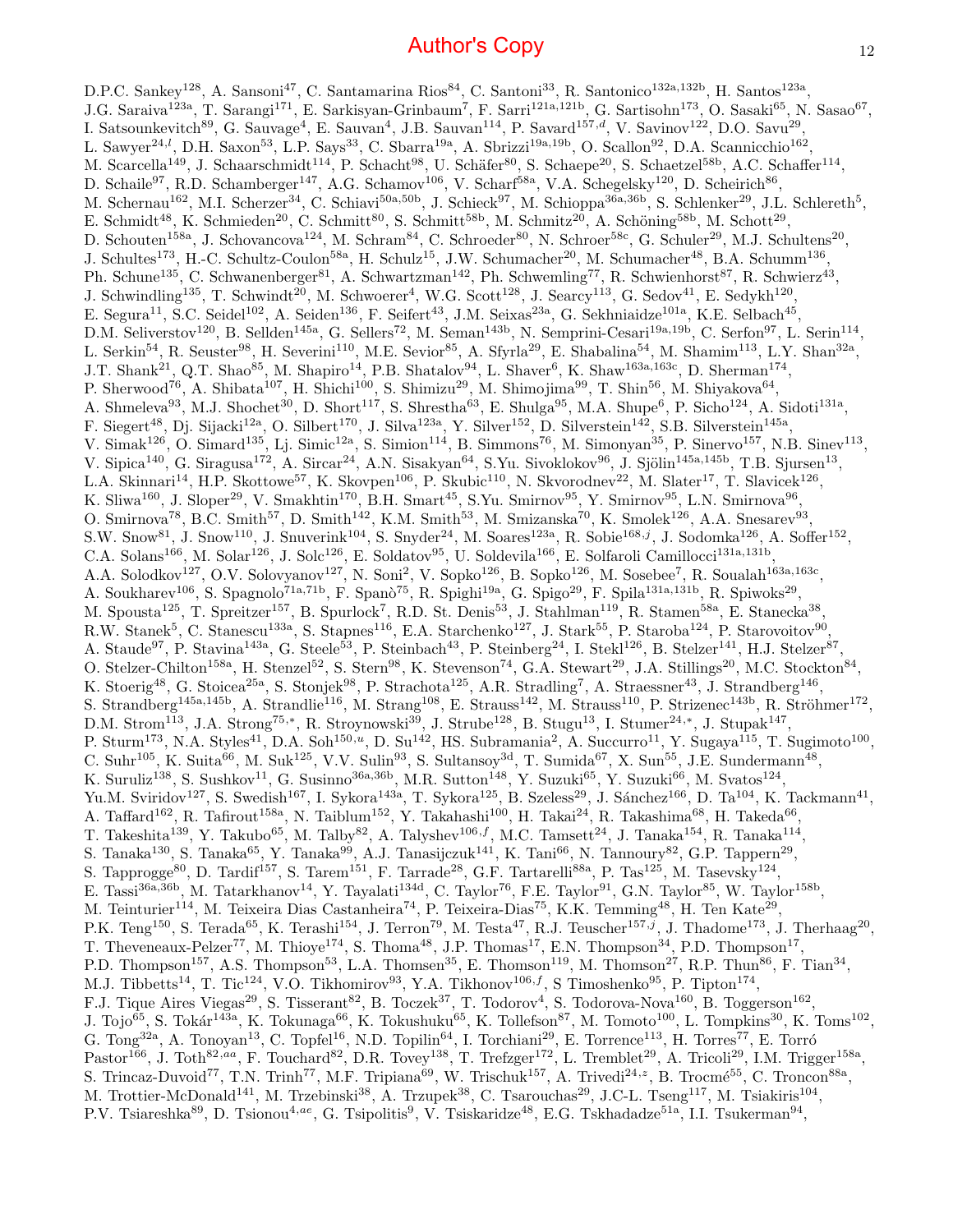D.P.C. Sankey[128], A. Sansoni[47], C. Santamarina Rios[84], C. Santoni[33], R. Santonico[132a,132b], H. Santos[123a], J.G. Saraiva[123a], T. Sarangi[171], E. Sarkisyan-Grinbaum[7], F. Sarri[121a,121b], G. Sartisohn[173], O. Sasaki[65], N. Sasao[67], I. Satsounkevitch[89], G. Sauvage[4], E. Sauvan[4], J.B. Sauvan[114], P. Savard[157,d], V. Savinov[122], D.O. Savu[29], L. Sawyer[24,l], D.H. Saxon[53], L.P. Says[33], C. Sbarra[19a], A. Sbrizzi[19a,19b], O. Scallon[92], D.A. Scannicchio[162], M. Scarcella[149], J. Schaarschmidt[114], P. Schacht[98], U. Schäfer[80], S. Schaepe[20], S. Schaetzel[58b], A.C. Schaffer[114], D. Schaile[97], R.D. Schamberger[147], A.G. Schamov[106], V. Scharf[58a], V.A. Schegelsky[120], D. Scheirich[86], M. Schernau[162], M.I. Scherzer[34], C. Schiavi[50a,50b], J. Schieck[97], M. Schioppa[36a,36b], S. Schlenker[29], J.L. Schlereth[5], E. Schmidt[48], K. Schmieden[20], C. Schmitt[80], S. Schmitt[58b], M. Schmitz[20], A. Schöning[58b], M. Schott[29], D. Schouten[158a], J. Schovancova[124], M. Schram[84], C. Schroeder[80], N. Schroer[58c], G. Schuler[29], M.J. Schultens[20], J. Schultes[173], H.-C. Schultz-Coulon[58a], H. Schulz[15], J.W. Schumacher[20], M. Schumacher[48], B.A. Schumm[136], Ph. Schune[135], C. Schwanenberger[81], A. Schwartzman[142], Ph. Schwemling[77], R. Schwienhorst[87], R. Schwierz[43], J. Schwindling[135], T. Schwindt[20], M. Schwoerer[4], W.G. Scott[128], J. Searcy[113], G. Sedov[41], E. Sedykh[120], E. Segura[11], S.C. Seidel[102], A. Seiden[136], F. Seifert[43], J.M. Seixas[23a], G. Sekhniaidze[101a], K.E. Selbach[45], D.M. Seliverstov[120], B. Sellden[145a], G. Sellers[72], M. Seman[143b], N. Semprini-Cesari[19a,19b], C. Serfon[97], L. Serin[114], L. Serkin[54], R. Seuster[98], H. Severini[110], M.E. Sevior[85], A. Sfyrla[29], E. Shabalina[54], M. Shamim[113], L.Y. Shan[32a], J.T. Shank[21], Q.T. Shao[85], M. Shapiro[14], P.B. Shatalov[94], L. Shaver[6], K. Shaw[163a,163c], D. Sherman[174], P. Sherwood[76], A. Shibata[107], H. Shichi[100], S. Shimizu[29], M. Shimojima[99], T. Shin[56], M. Shiyakova[64], A. Shmeleva[93], M.J. Shochet[30], D. Short[117], S. Shrestha[63], E. Shulga[95], M.A. Shupe[6], P. Sicho[124], A. Sidoti[131a], F. Siegert[48], Dj. Sijacki[12a], O. Silbert[170], J. Silva[123a], Y. Silver[152], D. Silverstein[142], S.B. Silverstein[145a], V. Simak[126], O. Simard[135], Lj. Simic[12a], S. Simion[114], B. Simmons[76], M. Simonyan[35], P. Sinervo[157], N.B. Sinev[113], V. Sipica[140], G. Siragusa[172], A. Sircar[24], A.N. Sisakyan[64], S.Yu. Sivoklokov[96], J. Sjölin[145a,145b], T.B. Sjursen[13], L.A. Skinnari[14], H.P. Skottowe[57], K. Skovpen[106], P. Skubic[110], N. Skvorodnev[22], M. Slater[17], T. Slavicek[126], K. Sliwa[160], J. Sloper[29], V. Smakhtin[170], B.H. Smart[45], S.Yu. Smirnov[95], Y. Smirnov[95], L.N. Smirnova[96], O. Smirnova[78], B.C. Smith[57], D. Smith[142], K.M. Smith[53], M. Smizanska[70], K. Smolek[126], A.A. Snesarev[93], S.W. Snow[81], J. Snow[110], J. Snuverink[104], S. Snyder[24], M. Soares[123a], R. Sobie[168,j], J. Sodomka[126], A. Soffer[152], C.A. Solans[166], M. Solar[126], J. Solc[126], E. Soldatov[95], U. Soldevila[166], E. Solfaroli Camillocci[131a,131b], A.A. Solodkov[127], O.V. Solovyanov[127], N. Soni[2], V. Sopko[126], B. Sopko[126], M. Sosebee[7], R. Soualah[163a,163c], A. Soukharev[106], S. Spagnolo[71a,71b], F. Spanò[75], R. Spighi[19a], G. Spigo[29], F. Spila[131a,131b], R. Spiwoks[29], M. Spousta[125], T. Spreitzer[157], B. Spurlock[7], R.D. St. Denis[53], J. Stahlman[119], R. Stamen[58a], E. Stanecka[38], R.W. Stanek[5], C. Stanescu[133a], S. Stapnes[116], E.A. Starchenko[127], J. Stark[55], P. Staroba[124], P. Starovoitov[90], A. Staude[97], P. Stavina[143a], G. Steele[53], P. Steinbach[43], P. Steinberg[24], I. Stekl[126], B. Stelzer[141], H.J. Stelzer[87], O. Stelzer-Chilton[158a], H. Stenzel[52], S. Stern[98], K. Stevenson[74], G.A. Stewart[29], J.A. Stillings[20], M.C. Stockton[84], K. Stoerig[48], G. Stoicea[25a], S. Stonjek[98], P. Strachota[125], A.R. Stradling[7], A. Straessner[43], J. Strandberg[146], S. Strandberg[145a,145b], A. Strandlie[116], M. Strang[108], E. Strauss[142], M. Strauss[110], P. Strizenec[143b], R. Ströhmer[172], D.M. Strom[113], J.A. Strong[75,*], R. Stroynowski[39], J. Strube[128], B. Stugu[13], I. Stumer[24,*], J. Stupak[147], P. Sturm[173], N.A. Styles[41], D.A. Soh[150,u], D. Su[142], HS. Subramania[2], A. Succurro[11], Y. Sugaya[115], T. Sugimoto[100], C. Suhr[105], K. Suita[66], M. Suk[125], V.V. Sulin[93], S. Sultansoy[3d], T. Sumida[67], X. Sun[55], J.E. Sundermann[48], K. Suruliz[138], S. Sushkov[11], G. Susinno[36a,36b], M.R. Sutton[148], Y. Suzuki[65], Y. Suzuki[66], M. Svatos[124], Yu.M. Sviridov[127], S. Swedish[167], I. Sykora[143a], T. Sykora[125], B. Szeless[29], J. Sánchez[166], D. Ta[104], K. Tackmann[41], A. Taffard[162], R. Tafirout[158a], N. Taiblum[152], Y. Takahashi[100], H. Takai[24], R. Takashima[68], H. Takeda[66], T. Takeshita[139], Y. Takubo[65], M. Talby[82], A. Talyshev[106,f], M.C. Tamsett[24], J. Tanaka[154], R. Tanaka[114], S. Tanaka[130], S. Tanaka[65], Y. Tanaka[99], A.J. Tanasijczuk[141], K. Tani[66], N. Tannoury[82], G.P. Tappern[29], S. Tapprogge[80], D. Tardif[157], S. Tarem[151], F. Tarrade[28], G.F. Tartarelli[88a], P. Tas[125], M. Tasevsky[124], E. Tassi[36a,36b], M. Tatarkhanov[14], Y. Tayalati[134d], C. Taylor[76], F.E. Taylor[91], G.N. Taylor[85], W. Taylor[158b], M. Teinturier[114], M. Teixeira Dias Castanheira[74], P. Teixeira-Dias[75], K.K. Temming[48], H. Ten Kate[29], P.K. Teng[150], S. Terada[65], K. Terashi[154], J. Terron[79], M. Testa[47], R.J. Teuscher[157,j], J. Thadome[173], J. Therhaag[20], T. Theveneaux-Pelzer[77], M. Thioye[174], S. Thoma[48], J.P. Thomas[17], E.N. Thompson[34], P.D. Thompson[17], P.D. Thompson[157], A.S. Thompson[53], L.A. Thomsen[35], E. Thomson[119], M. Thomson[27], R.P. Thun[86], F. Tian[34], M.J. Tibbetts[14], T. Tic[124], V.O. Tikhomirov[93], Y.A. Tikhonov[106,f], S Timoshenko[95], P. Tipton[174], F.J. Tique Aires Viegas[29], S. Tisserant[82], B. Toczek[37], T. Todorov[4], S. Todorova-Nova[160], B. Toggerson[162], J. Tojo[65], S. Tokár[143a], K. Tokunaga[66], K. Tokushuku[65], K. Tollefson[87], M. Tomoto[100], L. Tompkins[30], K. Toms[102], G. Tong[32a], A. Tonoyan[13], C. Topfel[16], N.D. Topilin[64], I. Torchiani[29], E. Torrence[113], H. Torres[77], E. Torró Pastor[166], J. Toth[82,aa], F. Touchard[82], D.R. Tovey[138], T. Trefzger[172], L. Tremblet[29], A. Tricoli[29], I.M. Trigger[158a], S. Trincaz-Duvoid[77], T.N. Trinh[77], M.F. Tripiana[69], W. Trischuk[157], A. Trivedi[24,z], B. Trocmé[55], C. Troncon[88a], M. Trottier-McDonald[141], M. Trzebinski[38], A. Trzupek[38], C. Tsarouchas[29], J.C-L. Tseng[117], M. Tsiakiris[104], P.V. Tsiareshka[89], D. Tsionou[4,ae], G. Tsipolitis[9], V. Tsiskaridze[48], E.G. Tskhadadze[51a], I.I. Tsukerman[94],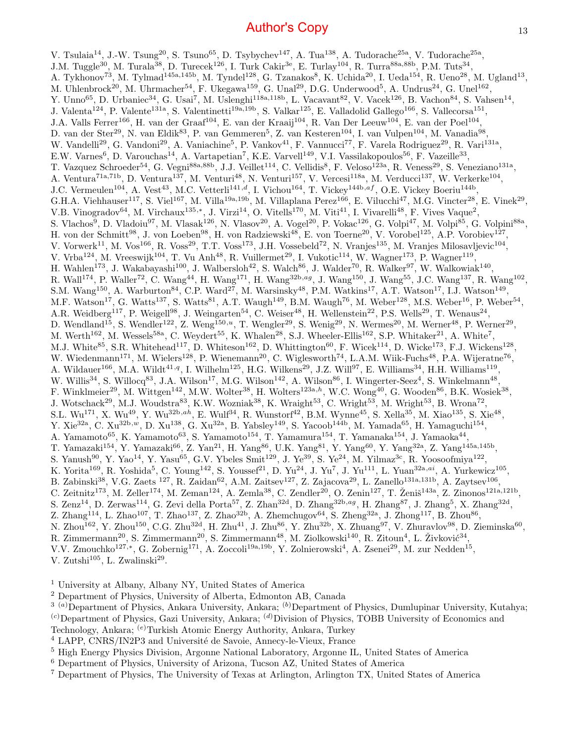Author's Copy

V. Tsulaia[14], J.-W. Tsung[20], S. Tsuno[65], D. Tsybychev[147], A. Tua[138], A. Tudorache[25a], V. Tudorache[25a], J.M. Tuggle[30], M. Turala[38], D. Turecek[126], I. Turk Cakir[3e], E. Turlay[104], R. Turra[88a,88b], P.M. Tuts[34], A. Tykhonov[73], M. Tylmad[145a,145b], M. Tyndel[128], G. Tzanakos[8], K. Uchida[20], I. Ueda[154], R. Ueno[28], M. Ugland[13], M. Uhlenbrock[20], M. Uhrmacher[54], F. Ukegawa[159], G. Unal[29], D.G. Underwood[5], A. Undrus[24], G. Unel[162], Y. Unno[65], D. Urbaniec[34], G. Usai[7], M. Uslenghi[118a,118b], L. Vacavant[82], V. Vacek[126], B. Vachon[84], S. Vahsen[14], J. Valenta[124], P. Valente[131a], S. Valentinetti[19a,19b], S. Valkar[125], E. Valladolid Gallego[166], S. Vallecorsa[151], J.A. Valls Ferrer[166], H. van der Graaf[104], E. van der Kraaij[104], R. Van Der Leeuw[104], E. van der Poel[104], D. van der Ster[29], N. van Eldik[83], P. van Gemmeren[5], Z. van Kesteren[104], I. van Vulpen[104], M. Vanadia[98], W. Vandelli[29], G. Vandoni[29], A. Vaniachine[5], P. Vankov[41], F. Vannucci[77], F. Varela Rodriguez[29], R. Vari[131a], E.W. Varnes[6], D. Varouchas[14], A. Vartapetian[7], K.E. Varvell[149], V.I. Vassilakopoulos[56], F. Vazeille[33], T. Vazquez Schroeder[54], G. Vegni[88a,88b], J.J. Veillet[114], C. Vellidis[8], F. Veloso[123a], R. Veness[29], S. Veneziano[131a], A. Ventura[71a,71b], D. Ventura[137], M. Venturi[48], N. Venturi[157], V. Vercesi[118a], M. Verducci[137], W. Verkerke[104], J.C. Vermeulen[104], A. Vest[43], M.C. Vetterli[141,d], I. Vichou[164], T. Vickey[144b,af], O.E. Vickey Boeriu[144b], G.H.A. Viehhauser[117], S. Viel[167], M. Villa[19a,19b], M. Villaplana Perez[166], E. Vilucchi[47], M.G. Vincter[28], E. Vinek[29], V.B. Vinogradov[64], M. Virchaux[135,*], J. Virzi[14], O. Vitells[170], M. Viti[41], I. Vivarelli[48], F. Vives Vaque[2], S. Vlachos[9], D. Vladoiu[97], M. Vlasak[126], N. Vlasov[20], A. Vogel[20], P. Vokac[126], G. Volpi[47], M. Volpi[85], G. Volpini[88a], H. von der Schmitt[98], J. von Loeben[98], H. von Radziewski[48], E. von Toerne[20], V. Vorobel[125], A.P. Vorobiev[127], V. Vorwerk[11], M. Vos[166], R. Voss[29], T.T. Voss[173], J.H. Vossebeld[72], N. Vranjes[135], M. Vranjes Milosavljevic[104], V. Vrba[124], M. Vreeswijk[104], T. Vu Anh[48], R. Vuillermet[29], I. Vukotic[114], W. Wagner[173], P. Wagner[119], H. Wahlen[173], J. Wakabayashi[100], J. Walbersloh[42], S. Walch[86], J. Walder[70], R. Walker[97], W. Walkowiak[140], R. Wall[174], P. Waller[72], C. Wang[44], H. Wang[171], H. Wang[32b,ag], J. Wang[150], J. Wang[55], J.C. Wang[137], R. Wang[102], S.M. Wang[150], A. Warburton[84], C.P. Ward[27], M. Warsinsky[48], P.M. Watkins[17], A.T. Watson[17], I.J. Watson[149], M.F. Watson[17], G. Watts[137], S. Watts[81], A.T. Waugh[149], B.M. Waugh[76], M. Weber[128], M.S. Weber[16], P. Weber[54], A.R. Weidberg[117], P. Weigell[98], J. Weingarten[54], C. Weiser[48], H. Wellenstein[22], P.S. Wells[29], T. Wenaus[24], D. Wendland[15], S. Wendler[122], Z. Weng[150,u], T. Wengler[29], S. Wenig[29], N. Wermes[20], M. Werner[48], P. Werner[29], M. Werth[162], M. Wessels[58a], C. Weydert[55], K. Whalen[28], S.J. Wheeler-Ellis[162], S.P. Whitaker[21], A. White[7], M.J. White[85], S.R. Whitehead[117], D. Whiteson[162], D. Whittington[60], F. Wicek[114], D. Wicke[173], F.J. Wickens[128], W. Wiedenmann[171], M. Wielers[128], P. Wienemann[20], C. Wiglesworth[74], L.A.M. Wiik-Fuchs[48], P.A. Wijeratne[76], A. Wildauer[166], M.A. Wildt[41,q], I. Wilhelm[125], H.G. Wilkens[29], J.Z. Will[97], E. Williams[34], H.H. Williams[119], W. Willis[34], S. Willocq[83], J.A. Wilson[17], M.G. Wilson[142], A. Wilson[86], I. Wingerter-Seez[4], S. Winkelmann[48], F. Winklmeier[29], M. Wittgen[142], M.W. Wolter[38], H. Wolters[123a,h], W.C. Wong[40], G. Wooden[86], B.K. Wosiek[38], J. Wotschack[29], M.J. Woudstra[83], K.W. Wozniak[38], K. Wraight[53], C. Wright[53], M. Wright[53], B. Wrona[72], S.L. Wu[171], X. Wu[49], Y. Wu[32b,ah], E. Wulf[34], R. Wunstorf[42], B.M. Wynne[45], S. Xella[35], M. Xiao[135], S. Xie[48], Y. Xie[32a], C. Xu[32b,w], D. Xu[138], G. Xu[32a], B. Yabsley[149], S. Yacoob[144b], M. Yamada[65], H. Yamaguchi[154], A. Yamamoto[65], K. Yamamoto[63], S. Yamamoto[154], T. Yamamura[154], T. Yamanaka[154], J. Yamaoka[44], T. Yamazaki[154], Y. Yamazaki[66], Z. Yan[21], H. Yang[86], U.K. Yang[81], Y. Yang[60], Y. Yang[32a], Z. Yang[145a,145b], S. Yanush[90], Y. Yao[14], Y. Yasu[65], G.V. Ybeles Smit[129], J. Ye[39], S. Ye[24], M. Yilmaz[3c], R. Yoosoofmiya[122], K. Yorita[169], R. Yoshida[5], C. Young[142], S. Youssef[21], D. Yu[24], J. Yu[7], J. Yu[111], L. Yuan[32a,ai], A. Yurkewicz[105], B. Zabinski[38], V.G. Zaets [127], R. Zaidan[62], A.M. Zaitsev[127], Z. Zajacova[29], L. Zanello[131a,131b], A. Zaytsev[106], C. Zeitnitz[173], M. Zeller[174], M. Zeman[124], A. Zemla[38], C. Zendler[20], O. Zenin[127], T. Ženiš[143a], Z. Zinonos[121a,121b], S. Zenz[14], D. Zerwas[114], G. Zevi della Porta[57], Z. Zhan[32d], D. Zhang[32b,ag], H. Zhang[87], J. Zhang[5], X. Zhang[32d], Z. Zhang[114], L. Zhao[107], T. Zhao[137], Z. Zhao[32b], A. Zhemchugov[64], S. Zheng[32a], J. Zhong[117], B. Zhou[86], N. Zhou[162], Y. Zhou[150], C.G. Zhu[32d], H. Zhu[41], J. Zhu[86], Y. Zhu[32b], X. Zhuang[97], V. Zhuravlov[98], D. Zieminska[60], R. Zimmermann[20], S. Zimmermann[20], S. Zimmermann[48], M. Ziolkowski[140], R. Zitoun[4], L. Živković[34], V.V. Zmouchko[127,*], G. Zobernig[171], A. Zoccoli[19a,19b], Y. Zolnierowski[4], A. Zsenei[29], M. zur Nedden[15], V. Zutshi[105], L. Zwalinski[29].

[1] University at Albany, Albany NY, United States of America
[2] Department of Physics, University of Alberta, Edmonton AB, Canada
[3] [(a)]Department of Physics, Ankara University, Ankara; [(b)]Department of Physics, Dumlupinar University, Kutahya; [(c)]Department of Physics, Gazi University, Ankara; [(d)]Division of Physics, TOBB University of Economics and Technology, Ankara; [(e)]Turkish Atomic Energy Authority, Ankara, Turkey
[4] LAPP, CNRS/IN2P3 and Université de Savoie, Annecy-le-Vieux, France
[5] High Energy Physics Division, Argonne National Laboratory, Argonne IL, United States of America
[6] Department of Physics, University of Arizona, Tucson AZ, United States of America
[7] Department of Physics, The University of Texas at Arlington, Arlington TX, United States of America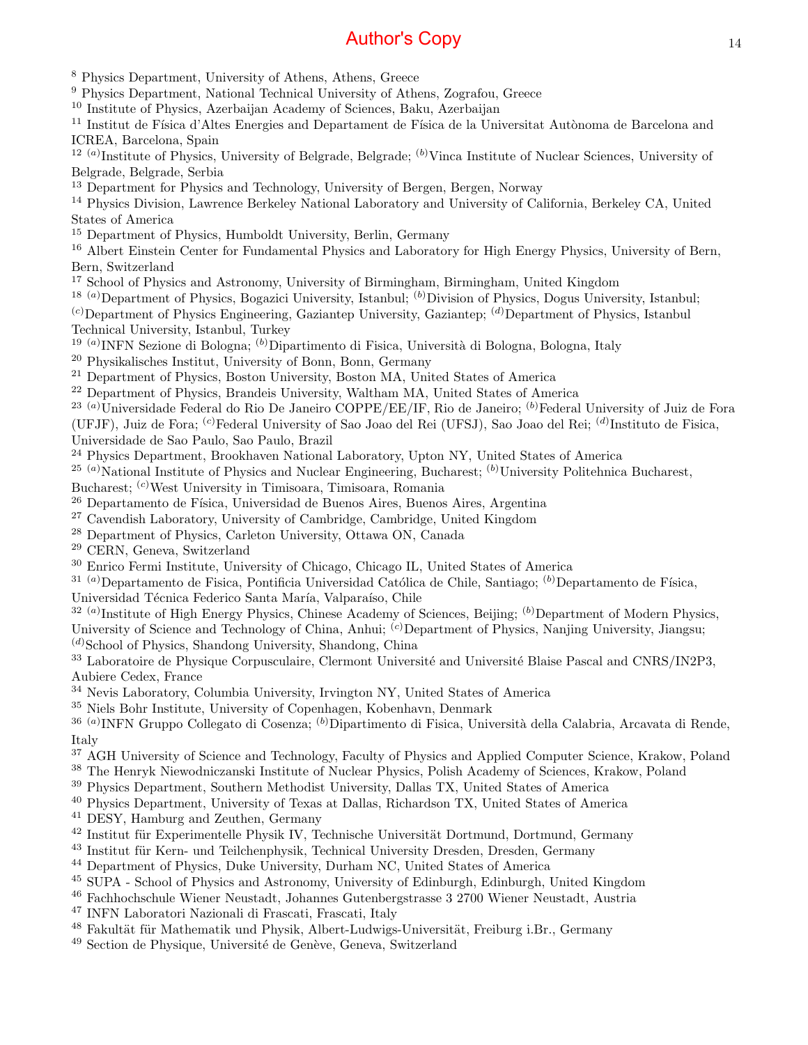[8] Physics Department, University of Athens, Athens, Greece
[9] Physics Department, National Technical University of Athens, Zografou, Greece
[10] Institute of Physics, Azerbaijan Academy of Sciences, Baku, Azerbaijan
[11] Institut de Física d'Altes Energies and Departament de Física de la Universitat Autònoma de Barcelona and ICREA, Barcelona, Spain
[12] [(a)]Institute of Physics, University of Belgrade, Belgrade; [(b)]Vinca Institute of Nuclear Sciences, University of Belgrade, Belgrade, Serbia
[13] Department for Physics and Technology, University of Bergen, Bergen, Norway
[14] Physics Division, Lawrence Berkeley National Laboratory and University of California, Berkeley CA, United States of America
[15] Department of Physics, Humboldt University, Berlin, Germany
[16] Albert Einstein Center for Fundamental Physics and Laboratory for High Energy Physics, University of Bern, Bern, Switzerland
[17] School of Physics and Astronomy, University of Birmingham, Birmingham, United Kingdom
[18] [(a)]Department of Physics, Bogazici University, Istanbul; [(b)]Division of Physics, Dogus University, Istanbul; [(c)]Department of Physics Engineering, Gaziantep University, Gaziantep; [(d)]Department of Physics, Istanbul Technical University, Istanbul, Turkey
[19] [(a)]INFN Sezione di Bologna; [(b)]Dipartimento di Fisica, Università di Bologna, Bologna, Italy
[20] Physikalisches Institut, University of Bonn, Bonn, Germany
[21] Department of Physics, Boston University, Boston MA, United States of America
[22] Department of Physics, Brandeis University, Waltham MA, United States of America
[23] [(a)]Universidade Federal do Rio De Janeiro COPPE/EE/IF, Rio de Janeiro; [(b)]Federal University of Juiz de Fora (UFJF), Juiz de Fora; [(c)]Federal University of Sao Joao del Rei (UFSJ), Sao Joao del Rei; [(d)]Instituto de Fisica, Universidade de Sao Paulo, Sao Paulo, Brazil
[24] Physics Department, Brookhaven National Laboratory, Upton NY, United States of America
[25] [(a)]National Institute of Physics and Nuclear Engineering, Bucharest; [(b)]University Politehnica Bucharest, Bucharest; [(c)]West University in Timisoara, Timisoara, Romania
[26] Departamento de Física, Universidad de Buenos Aires, Buenos Aires, Argentina
[27] Cavendish Laboratory, University of Cambridge, Cambridge, United Kingdom
[28] Department of Physics, Carleton University, Ottawa ON, Canada
[29] CERN, Geneva, Switzerland
[30] Enrico Fermi Institute, University of Chicago, Chicago IL, United States of America
[31] [(a)]Departamento de Fisica, Pontificia Universidad Católica de Chile, Santiago; [(b)]Departamento de Física, Universidad Técnica Federico Santa María, Valparaíso, Chile
[32] [(a)]Institute of High Energy Physics, Chinese Academy of Sciences, Beijing; [(b)]Department of Modern Physics, University of Science and Technology of China, Anhui; [(c)]Department of Physics, Nanjing University, Jiangsu; [(d)]School of Physics, Shandong University, Shandong, China
[33] Laboratoire de Physique Corpusculaire, Clermont Université and Université Blaise Pascal and CNRS/IN2P3, Aubiere Cedex, France
[34] Nevis Laboratory, Columbia University, Irvington NY, United States of America
[35] Niels Bohr Institute, University of Copenhagen, Kobenhavn, Denmark
[36] [(a)]INFN Gruppo Collegato di Cosenza; [(b)]Dipartimento di Fisica, Università della Calabria, Arcavata di Rende, Italy
[37] AGH University of Science and Technology, Faculty of Physics and Applied Computer Science, Krakow, Poland
[38] The Henryk Niewodniczanski Institute of Nuclear Physics, Polish Academy of Sciences, Krakow, Poland
[39] Physics Department, Southern Methodist University, Dallas TX, United States of America
[40] Physics Department, University of Texas at Dallas, Richardson TX, United States of America
[41] DESY, Hamburg and Zeuthen, Germany
[42] Institut für Experimentelle Physik IV, Technische Universität Dortmund, Dortmund, Germany
[43] Institut für Kern- und Teilchenphysik, Technical University Dresden, Dresden, Germany
[44] Department of Physics, Duke University, Durham NC, United States of America
[45] SUPA - School of Physics and Astronomy, University of Edinburgh, Edinburgh, United Kingdom
[46] Fachhochschule Wiener Neustadt, Johannes Gutenbergstrasse 3 2700 Wiener Neustadt, Austria
[47] INFN Laboratori Nazionali di Frascati, Frascati, Italy
[48] Fakultät für Mathematik und Physik, Albert-Ludwigs-Universität, Freiburg i.Br., Germany
[49] Section de Physique, Université de Genève, Geneva, Switzerland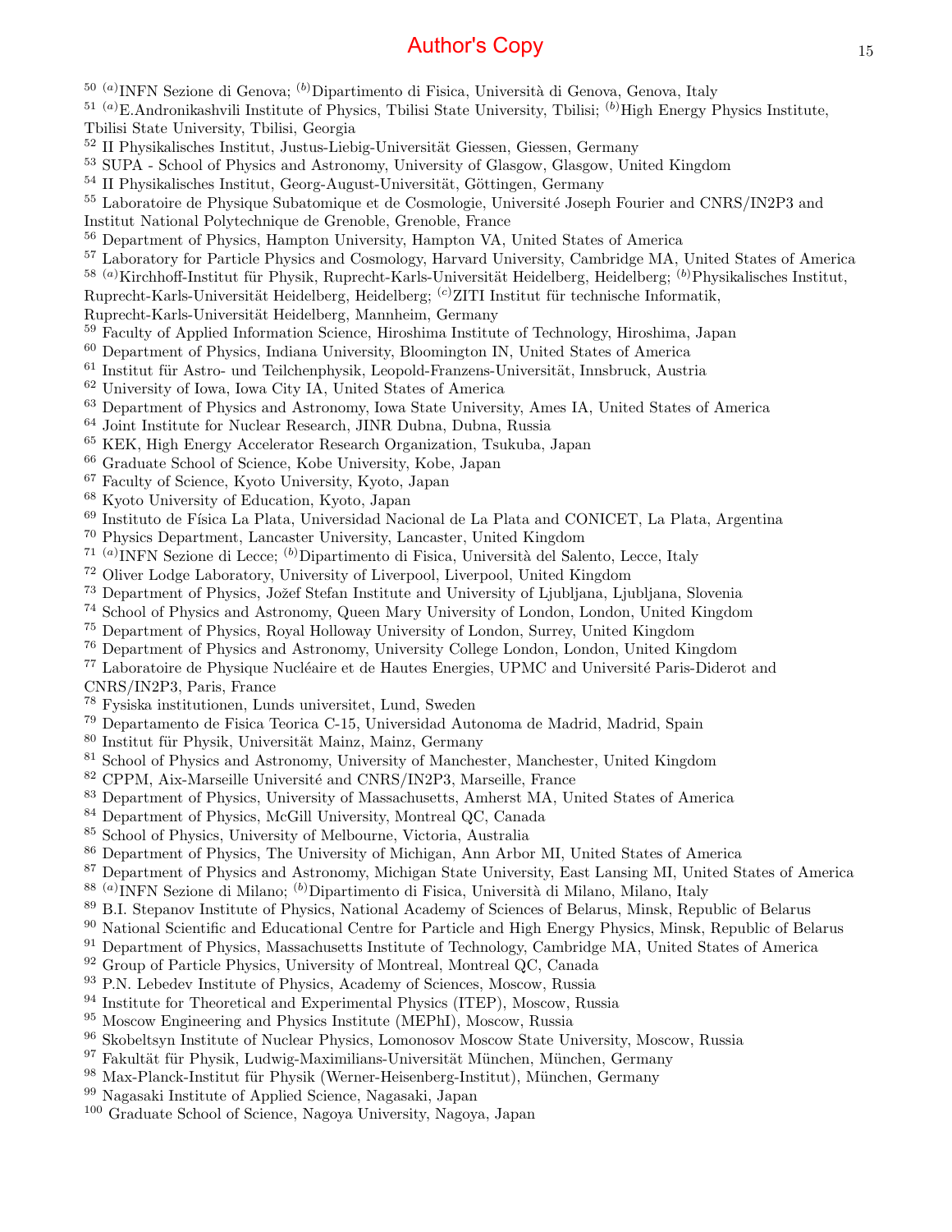[50] [(a)] INFN Sezione di Genova; [(b)] Dipartimento di Fisica, Università di Genova, Genova, Italy
[51] [(a)] E.Andronikashvili Institute of Physics, Tbilisi State University, Tbilisi; [(b)] High Energy Physics Institute, Tbilisi State University, Tbilisi, Georgia
[52] II Physikalisches Institut, Justus-Liebig-Universität Giessen, Giessen, Germany
[53] SUPA - School of Physics and Astronomy, University of Glasgow, Glasgow, United Kingdom
[54] II Physikalisches Institut, Georg-August-Universität, Göttingen, Germany
[55] Laboratoire de Physique Subatomique et de Cosmologie, Université Joseph Fourier and CNRS/IN2P3 and Institut National Polytechnique de Grenoble, Grenoble, France
[56] Department of Physics, Hampton University, Hampton VA, United States of America
[57] Laboratory for Particle Physics and Cosmology, Harvard University, Cambridge MA, United States of America
[58] [(a)] Kirchhoff-Institut für Physik, Ruprecht-Karls-Universität Heidelberg, Heidelberg; [(b)] Physikalisches Institut, Ruprecht-Karls-Universität Heidelberg, Heidelberg; [(c)] ZITI Institut für technische Informatik, Ruprecht-Karls-Universität Heidelberg, Mannheim, Germany
[59] Faculty of Applied Information Science, Hiroshima Institute of Technology, Hiroshima, Japan
[60] Department of Physics, Indiana University, Bloomington IN, United States of America
[61] Institut für Astro- und Teilchenphysik, Leopold-Franzens-Universität, Innsbruck, Austria
[62] University of Iowa, Iowa City IA, United States of America
[63] Department of Physics and Astronomy, Iowa State University, Ames IA, United States of America
[64] Joint Institute for Nuclear Research, JINR Dubna, Dubna, Russia
[65] KEK, High Energy Accelerator Research Organization, Tsukuba, Japan
[66] Graduate School of Science, Kobe University, Kobe, Japan
[67] Faculty of Science, Kyoto University, Kyoto, Japan
[68] Kyoto University of Education, Kyoto, Japan
[69] Instituto de Física La Plata, Universidad Nacional de La Plata and CONICET, La Plata, Argentina
[70] Physics Department, Lancaster University, Lancaster, United Kingdom
[71] [(a)] INFN Sezione di Lecce; [(b)] Dipartimento di Fisica, Università del Salento, Lecce, Italy
[72] Oliver Lodge Laboratory, University of Liverpool, Liverpool, United Kingdom
[73] Department of Physics, Jožef Stefan Institute and University of Ljubljana, Ljubljana, Slovenia
[74] School of Physics and Astronomy, Queen Mary University of London, London, United Kingdom
[75] Department of Physics, Royal Holloway University of London, Surrey, United Kingdom
[76] Department of Physics and Astronomy, University College London, London, United Kingdom
[77] Laboratoire de Physique Nucléaire et de Hautes Energies, UPMC and Université Paris-Diderot and CNRS/IN2P3, Paris, France
[78] Fysiska institutionen, Lunds universitet, Lund, Sweden
[79] Departamento de Fisica Teorica C-15, Universidad Autonoma de Madrid, Madrid, Spain
[80] Institut für Physik, Universität Mainz, Mainz, Germany
[81] School of Physics and Astronomy, University of Manchester, Manchester, United Kingdom
[82] CPPM, Aix-Marseille Université and CNRS/IN2P3, Marseille, France
[83] Department of Physics, University of Massachusetts, Amherst MA, United States of America
[84] Department of Physics, McGill University, Montreal QC, Canada
[85] School of Physics, University of Melbourne, Victoria, Australia
[86] Department of Physics, The University of Michigan, Ann Arbor MI, United States of America
[87] Department of Physics and Astronomy, Michigan State University, East Lansing MI, United States of America
[88] [(a)] INFN Sezione di Milano; [(b)] Dipartimento di Fisica, Università di Milano, Milano, Italy
[89] B.I. Stepanov Institute of Physics, National Academy of Sciences of Belarus, Minsk, Republic of Belarus
[90] National Scientific and Educational Centre for Particle and High Energy Physics, Minsk, Republic of Belarus
[91] Department of Physics, Massachusetts Institute of Technology, Cambridge MA, United States of America
[92] Group of Particle Physics, University of Montreal, Montreal QC, Canada
[93] P.N. Lebedev Institute of Physics, Academy of Sciences, Moscow, Russia
[94] Institute for Theoretical and Experimental Physics (ITEP), Moscow, Russia
[95] Moscow Engineering and Physics Institute (MEPhI), Moscow, Russia
[96] Skobeltsyn Institute of Nuclear Physics, Lomonosov Moscow State University, Moscow, Russia
[97] Fakultät für Physik, Ludwig-Maximilians-Universität München, München, Germany
[98] Max-Planck-Institut für Physik (Werner-Heisenberg-Institut), München, Germany
[99] Nagasaki Institute of Applied Science, Nagasaki, Japan
[100] Graduate School of Science, Nagoya University, Nagoya, Japan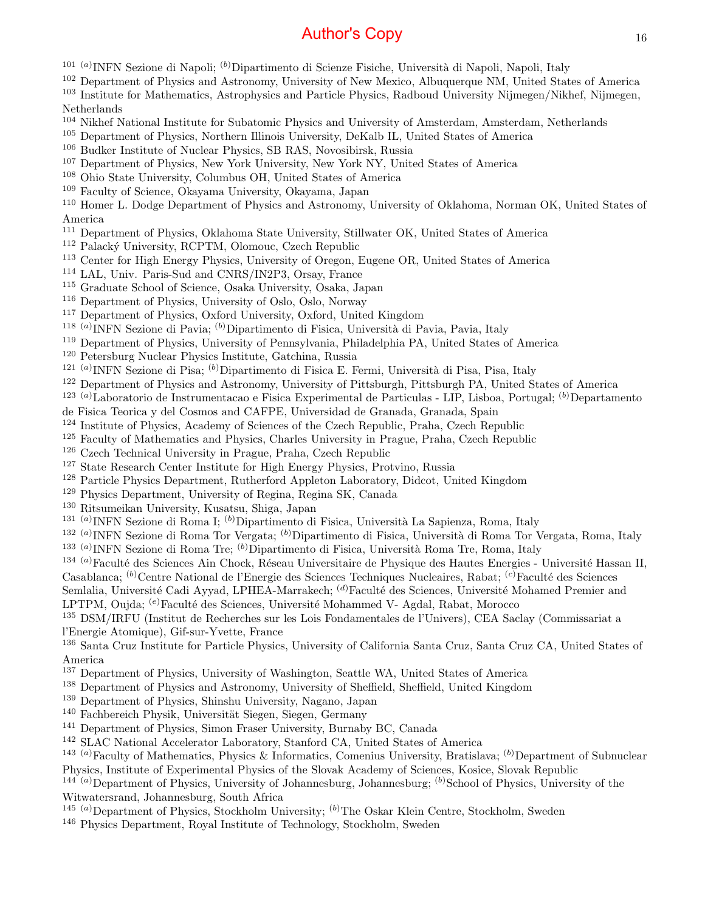[101] [(a)]INFN Sezione di Napoli; [(b)]Dipartimento di Scienze Fisiche, Università di Napoli, Napoli, Italy
[102] Department of Physics and Astronomy, University of New Mexico, Albuquerque NM, United States of America
[103] Institute for Mathematics, Astrophysics and Particle Physics, Radboud University Nijmegen/Nikhef, Nijmegen, Netherlands
[104] Nikhef National Institute for Subatomic Physics and University of Amsterdam, Amsterdam, Netherlands
[105] Department of Physics, Northern Illinois University, DeKalb IL, United States of America
[106] Budker Institute of Nuclear Physics, SB RAS, Novosibirsk, Russia
[107] Department of Physics, New York University, New York NY, United States of America
[108] Ohio State University, Columbus OH, United States of America
[109] Faculty of Science, Okayama University, Okayama, Japan
[110] Homer L. Dodge Department of Physics and Astronomy, University of Oklahoma, Norman OK, United States of America
[111] Department of Physics, Oklahoma State University, Stillwater OK, United States of America
[112] Palacký University, RCPTM, Olomouc, Czech Republic
[113] Center for High Energy Physics, University of Oregon, Eugene OR, United States of America
[114] LAL, Univ. Paris-Sud and CNRS/IN2P3, Orsay, France
[115] Graduate School of Science, Osaka University, Osaka, Japan
[116] Department of Physics, University of Oslo, Oslo, Norway
[117] Department of Physics, Oxford University, Oxford, United Kingdom
[118] [(a)]INFN Sezione di Pavia; [(b)]Dipartimento di Fisica, Università di Pavia, Pavia, Italy
[119] Department of Physics, University of Pennsylvania, Philadelphia PA, United States of America
[120] Petersburg Nuclear Physics Institute, Gatchina, Russia
[121] [(a)]INFN Sezione di Pisa; [(b)]Dipartimento di Fisica E. Fermi, Università di Pisa, Pisa, Italy
[122] Department of Physics and Astronomy, University of Pittsburgh, Pittsburgh PA, United States of America
[123] [(a)]Laboratorio de Instrumentacao e Fisica Experimental de Particulas - LIP, Lisboa, Portugal; [(b)]Departamento de Fisica Teorica y del Cosmos and CAFPE, Universidad de Granada, Granada, Spain
[124] Institute of Physics, Academy of Sciences of the Czech Republic, Praha, Czech Republic
[125] Faculty of Mathematics and Physics, Charles University in Prague, Praha, Czech Republic
[126] Czech Technical University in Prague, Praha, Czech Republic
[127] State Research Center Institute for High Energy Physics, Protvino, Russia
[128] Particle Physics Department, Rutherford Appleton Laboratory, Didcot, United Kingdom
[129] Physics Department, University of Regina, Regina SK, Canada
[130] Ritsumeikan University, Kusatsu, Shiga, Japan
[131] [(a)]INFN Sezione di Roma I; [(b)]Dipartimento di Fisica, Università La Sapienza, Roma, Italy
[132] [(a)]INFN Sezione di Roma Tor Vergata; [(b)]Dipartimento di Fisica, Università di Roma Tor Vergata, Roma, Italy
[133] [(a)]INFN Sezione di Roma Tre; [(b)]Dipartimento di Fisica, Università Roma Tre, Roma, Italy
[134] [(a)]Faculté des Sciences Ain Chock, Réseau Universitaire de Physique des Hautes Energies - Université Hassan II, Casablanca; [(b)]Centre National de l'Energie des Sciences Techniques Nucleaires, Rabat; [(c)]Faculté des Sciences Semlalia, Université Cadi Ayyad, LPHEA-Marrakech; [(d)]Faculté des Sciences, Université Mohamed Premier and LPTPM, Oujda; [(e)]Faculté des Sciences, Université Mohammed V- Agdal, Rabat, Morocco
[135] DSM/IRFU (Institut de Recherches sur les Lois Fondamentales de l'Univers), CEA Saclay (Commissariat a l'Energie Atomique), Gif-sur-Yvette, France
[136] Santa Cruz Institute for Particle Physics, University of California Santa Cruz, Santa Cruz CA, United States of America
[137] Department of Physics, University of Washington, Seattle WA, United States of America
[138] Department of Physics and Astronomy, University of Sheffield, Sheffield, United Kingdom
[139] Department of Physics, Shinshu University, Nagano, Japan
[140] Fachbereich Physik, Universität Siegen, Siegen, Germany
[141] Department of Physics, Simon Fraser University, Burnaby BC, Canada
[142] SLAC National Accelerator Laboratory, Stanford CA, United States of America
[143] [(a)]Faculty of Mathematics, Physics & Informatics, Comenius University, Bratislava; [(b)]Department of Subnuclear Physics, Institute of Experimental Physics of the Slovak Academy of Sciences, Kosice, Slovak Republic
[144] [(a)]Department of Physics, University of Johannesburg, Johannesburg; [(b)]School of Physics, University of the Witwatersrand, Johannesburg, South Africa
[145] [(a)]Department of Physics, Stockholm University; [(b)]The Oskar Klein Centre, Stockholm, Sweden
[146] Physics Department, Royal Institute of Technology, Stockholm, Sweden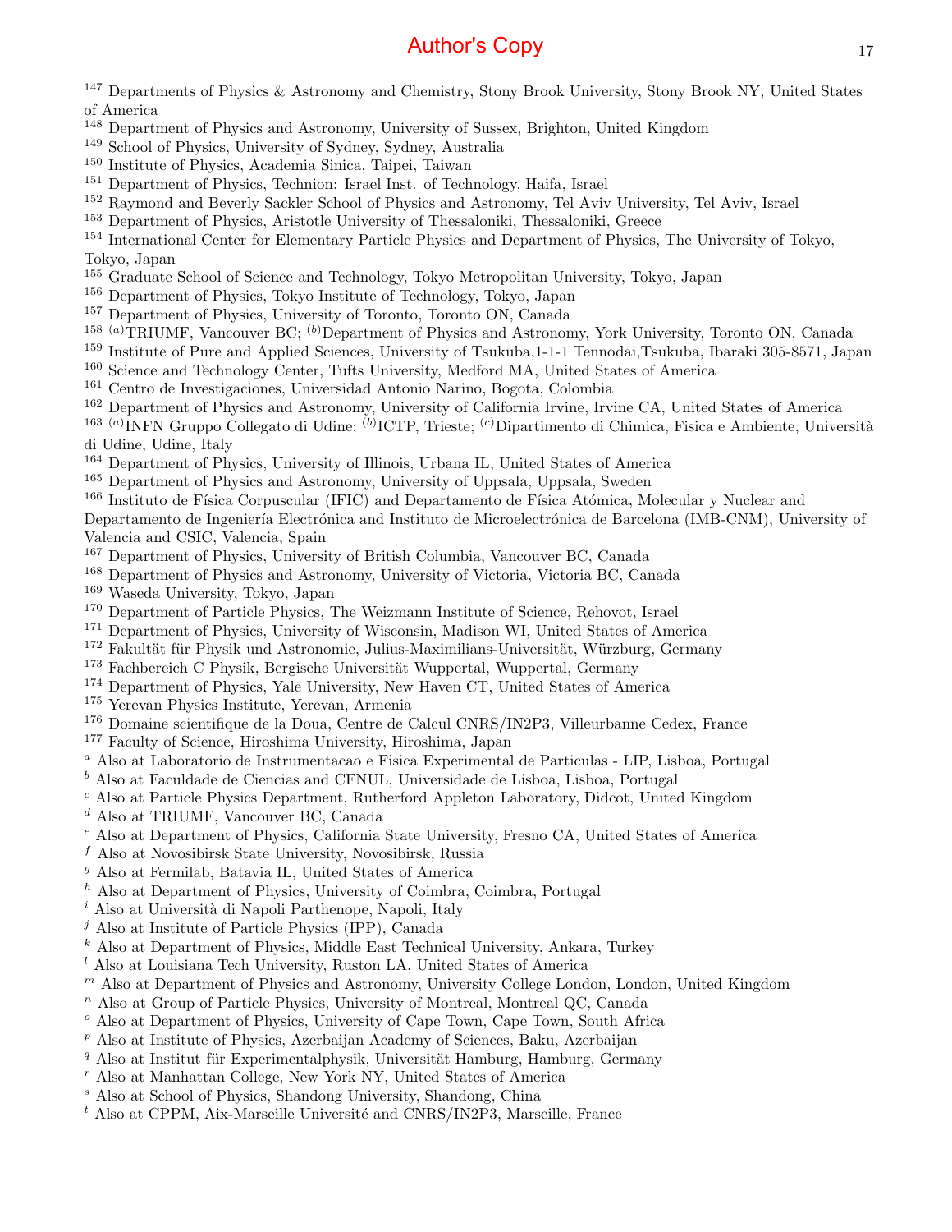[147] Departments of Physics & Astronomy and Chemistry, Stony Brook University, Stony Brook NY, United States of America
[148] Department of Physics and Astronomy, University of Sussex, Brighton, United Kingdom
[149] School of Physics, University of Sydney, Sydney, Australia
[150] Institute of Physics, Academia Sinica, Taipei, Taiwan
[151] Department of Physics, Technion: Israel Inst. of Technology, Haifa, Israel
[152] Raymond and Beverly Sackler School of Physics and Astronomy, Tel Aviv University, Tel Aviv, Israel
[153] Department of Physics, Aristotle University of Thessaloniki, Thessaloniki, Greece
[154] International Center for Elementary Particle Physics and Department of Physics, The University of Tokyo, Tokyo, Japan
[155] Graduate School of Science and Technology, Tokyo Metropolitan University, Tokyo, Japan
[156] Department of Physics, Tokyo Institute of Technology, Tokyo, Japan
[157] Department of Physics, University of Toronto, Toronto ON, Canada
[158] [(a)]TRIUMF, Vancouver BC; [(b)]Department of Physics and Astronomy, York University, Toronto ON, Canada
[159] Institute of Pure and Applied Sciences, University of Tsukuba,1-1-1 Tennodai,Tsukuba, Ibaraki 305-8571, Japan
[160] Science and Technology Center, Tufts University, Medford MA, United States of America
[161] Centro de Investigaciones, Universidad Antonio Narino, Bogota, Colombia
[162] Department of Physics and Astronomy, University of California Irvine, Irvine CA, United States of America
[163] [(a)]INFN Gruppo Collegato di Udine; [(b)]ICTP, Trieste; [(c)]Dipartimento di Chimica, Fisica e Ambiente, Università di Udine, Udine, Italy
[164] Department of Physics, University of Illinois, Urbana IL, United States of America
[165] Department of Physics and Astronomy, University of Uppsala, Uppsala, Sweden
[166] Instituto de Física Corpuscular (IFIC) and Departamento de Física Atómica, Molecular y Nuclear and Departamento de Ingeniería Electrónica and Instituto de Microelectrónica de Barcelona (IMB-CNM), University of Valencia and CSIC, Valencia, Spain
[167] Department of Physics, University of British Columbia, Vancouver BC, Canada
[168] Department of Physics and Astronomy, University of Victoria, Victoria BC, Canada
[169] Waseda University, Tokyo, Japan
[170] Department of Particle Physics, The Weizmann Institute of Science, Rehovot, Israel
[171] Department of Physics, University of Wisconsin, Madison WI, United States of America
[172] Fakultät für Physik und Astronomie, Julius-Maximilians-Universität, Würzburg, Germany
[173] Fachbereich C Physik, Bergische Universität Wuppertal, Wuppertal, Germany
[174] Department of Physics, Yale University, New Haven CT, United States of America
[175] Yerevan Physics Institute, Yerevan, Armenia
[176] Domaine scientifique de la Doua, Centre de Calcul CNRS/IN2P3, Villeurbanne Cedex, France
[177] Faculty of Science, Hiroshima University, Hiroshima, Japan
[a] Also at Laboratorio de Instrumentacao e Fisica Experimental de Particulas - LIP, Lisboa, Portugal
[b] Also at Faculdade de Ciencias and CFNUL, Universidade de Lisboa, Lisboa, Portugal
[c] Also at Particle Physics Department, Rutherford Appleton Laboratory, Didcot, United Kingdom
[d] Also at TRIUMF, Vancouver BC, Canada
[e] Also at Department of Physics, California State University, Fresno CA, United States of America
[f] Also at Novosibirsk State University, Novosibirsk, Russia
[g] Also at Fermilab, Batavia IL, United States of America
[h] Also at Department of Physics, University of Coimbra, Coimbra, Portugal
[i] Also at Università di Napoli Parthenope, Napoli, Italy
[j] Also at Institute of Particle Physics (IPP), Canada
[k] Also at Department of Physics, Middle East Technical University, Ankara, Turkey
[l] Also at Louisiana Tech University, Ruston LA, United States of America
[m] Also at Department of Physics and Astronomy, University College London, London, United Kingdom
[n] Also at Group of Particle Physics, University of Montreal, Montreal QC, Canada
[o] Also at Department of Physics, University of Cape Town, Cape Town, South Africa
[p] Also at Institute of Physics, Azerbaijan Academy of Sciences, Baku, Azerbaijan
[q] Also at Institut für Experimentalphysik, Universität Hamburg, Hamburg, Germany
[r] Also at Manhattan College, New York NY, United States of America
[s] Also at School of Physics, Shandong University, Shandong, China
[t] Also at CPPM, Aix-Marseille Université and CNRS/IN2P3, Marseille, France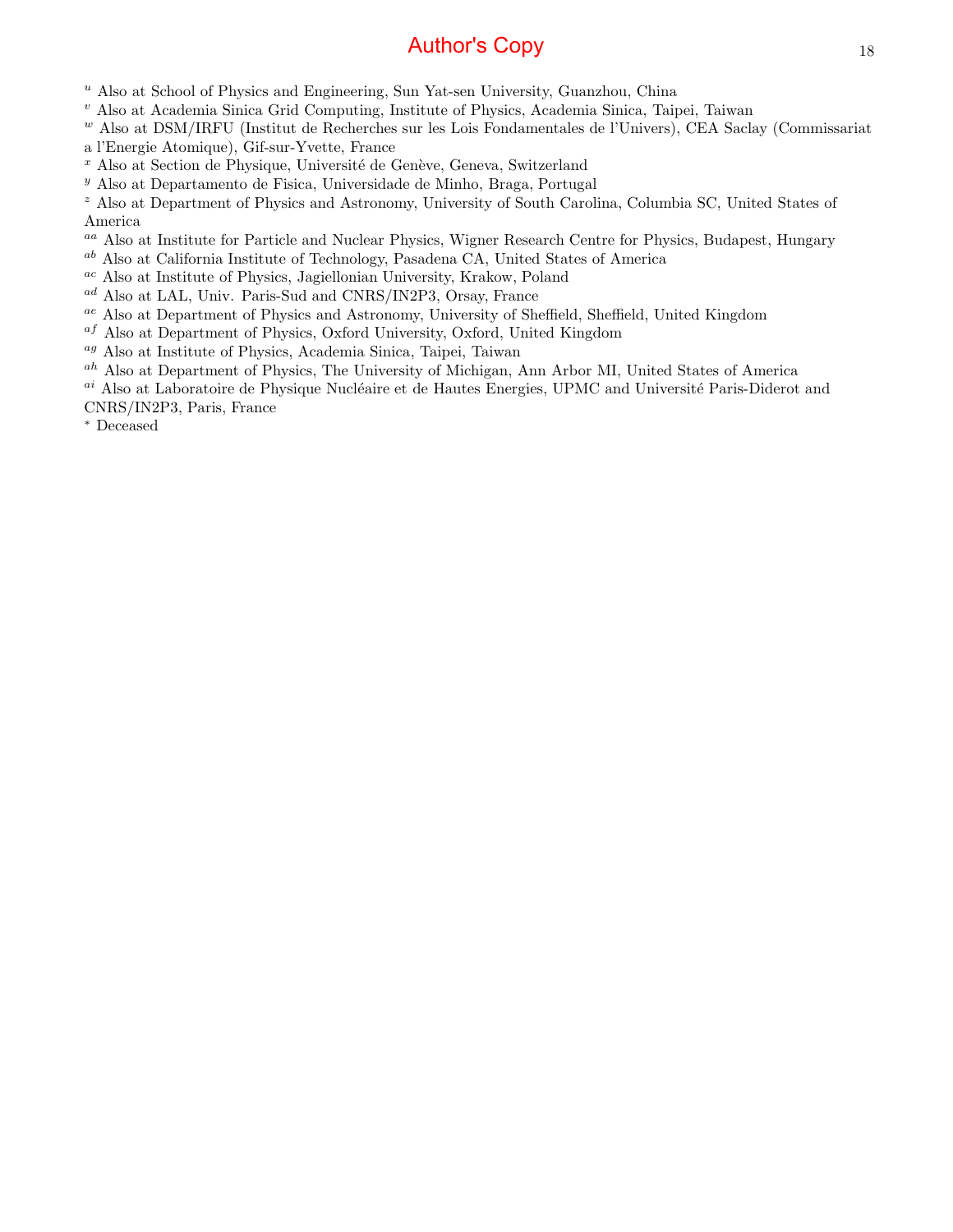[u] Also at School of Physics and Engineering, Sun Yat-sen University, Guanzhou, China

[v] Also at Academia Sinica Grid Computing, Institute of Physics, Academia Sinica, Taipei, Taiwan

[w] Also at DSM/IRFU (Institut de Recherches sur les Lois Fondamentales de l'Univers), CEA Saclay (Commissariat a l'Energie Atomique), Gif-sur-Yvette, France

[x] Also at Section de Physique, Université de Genève, Geneva, Switzerland

[y] Also at Departamento de Fisica, Universidade de Minho, Braga, Portugal

[z] Also at Department of Physics and Astronomy, University of South Carolina, Columbia SC, United States of America

[aa] Also at Institute for Particle and Nuclear Physics, Wigner Research Centre for Physics, Budapest, Hungary

[ab] Also at California Institute of Technology, Pasadena CA, United States of America

[ac] Also at Institute of Physics, Jagiellonian University, Krakow, Poland

[ad] Also at LAL, Univ. Paris-Sud and CNRS/IN2P3, Orsay, France

[ae] Also at Department of Physics and Astronomy, University of Sheffield, Sheffield, United Kingdom

[af] Also at Department of Physics, Oxford University, Oxford, United Kingdom

[ag] Also at Institute of Physics, Academia Sinica, Taipei, Taiwan

[ah] Also at Department of Physics, The University of Michigan, Ann Arbor MI, United States of America

[ai] Also at Laboratoire de Physique Nucléaire et de Hautes Energies, UPMC and Université Paris-Diderot and CNRS/IN2P3, Paris, France

[*] Deceased